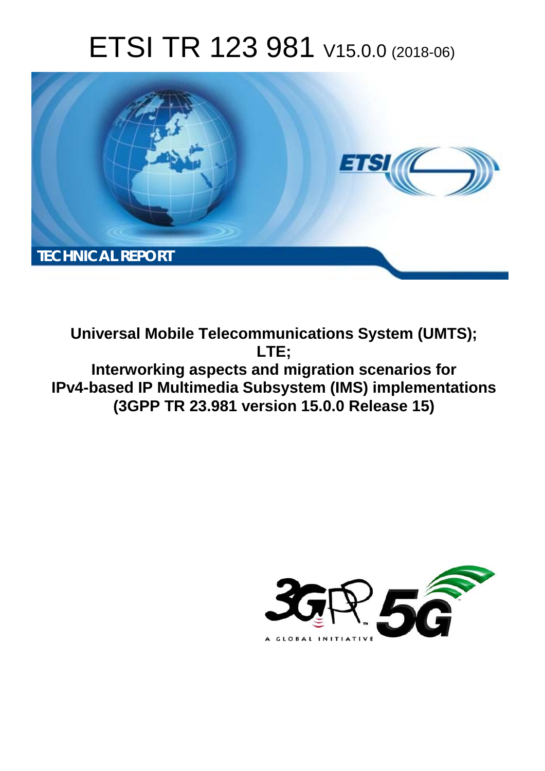# ETSI TR 123 981 V15.0.0 (2018-06)

TECHNICAL REPORT

**Universal Mobile Telecommunications System (UMTS);**
**LTE;**
**Interworking aspects and migration scenarios for IPv4-based IP Multimedia Subsystem (IMS) implementations**
**(3GPP TR 23.981 version 15.0.0 Release 15)**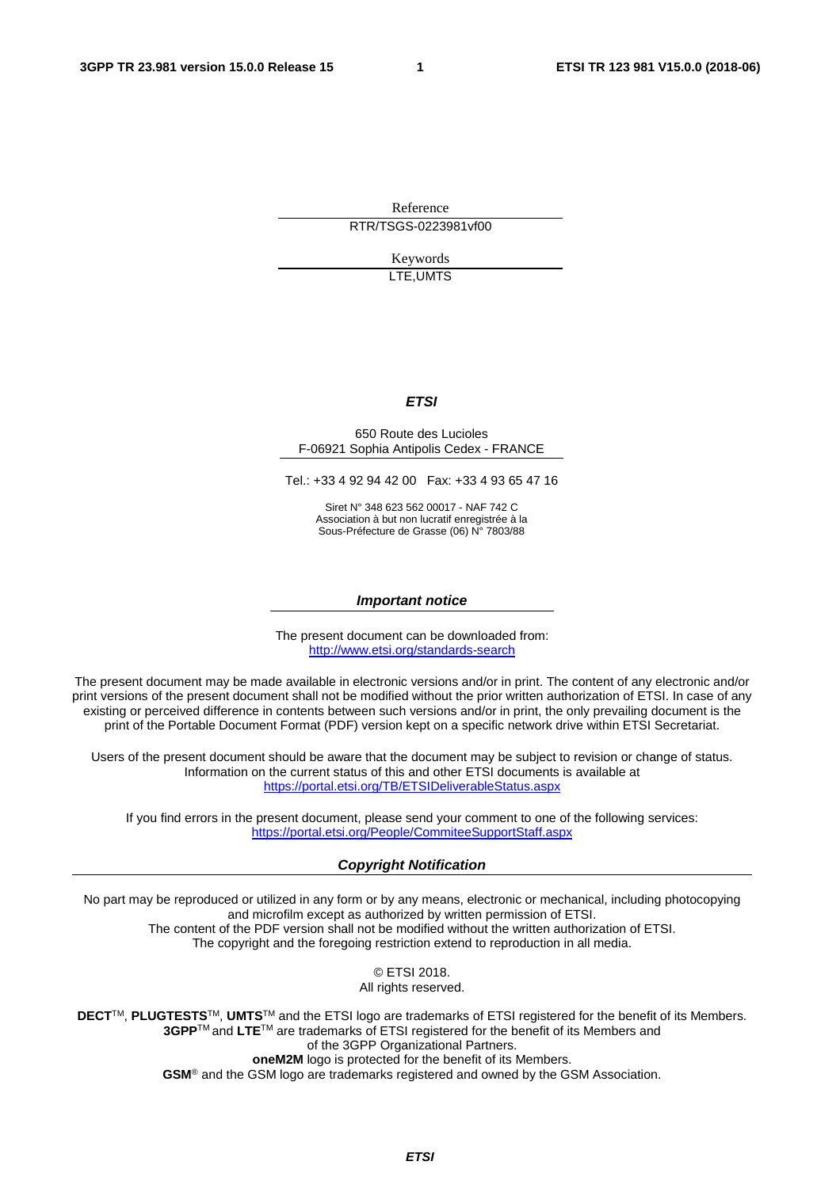Reference

RTR/TSGS-0223981vf00

Keywords

LTE,UMTS

***ETSI***

650 Route des Lucioles
F-06921 Sophia Antipolis Cedex - FRANCE

Tel.: +33 4 92 94 42 00   Fax: +33 4 93 65 47 16

Siret N° 348 623 562 00017 - NAF 742 C
Association à but non lucratif enregistrée à la
Sous-Préfecture de Grasse (06) N° 7803/88

***Important notice***

The present document can be downloaded from:
http://www.etsi.org/standards-search

The present document may be made available in electronic versions and/or in print. The content of any electronic and/or print versions of the present document shall not be modified without the prior written authorization of ETSI. In case of any existing or perceived difference in contents between such versions and/or in print, the only prevailing document is the print of the Portable Document Format (PDF) version kept on a specific network drive within ETSI Secretariat.

Users of the present document should be aware that the document may be subject to revision or change of status. Information on the current status of this and other ETSI documents is available at
https://portal.etsi.org/TB/ETSIDeliverableStatus.aspx

If you find errors in the present document, please send your comment to one of the following services:
https://portal.etsi.org/People/CommiteeSupportStaff.aspx

***Copyright Notification***

No part may be reproduced or utilized in any form or by any means, electronic or mechanical, including photocopying and microfilm except as authorized by written permission of ETSI.
The content of the PDF version shall not be modified without the written authorization of ETSI.
The copyright and the foregoing restriction extend to reproduction in all media.

© ETSI 2018.
All rights reserved.

**DECT**TM, **PLUGTESTS**TM, **UMTS**TM and the ETSI logo are trademarks of ETSI registered for the benefit of its Members.
**3GPP**TM and **LTE**TM are trademarks of ETSI registered for the benefit of its Members and of the 3GPP Organizational Partners.
**oneM2M** logo is protected for the benefit of its Members.
**GSM**® and the GSM logo are trademarks registered and owned by the GSM Association.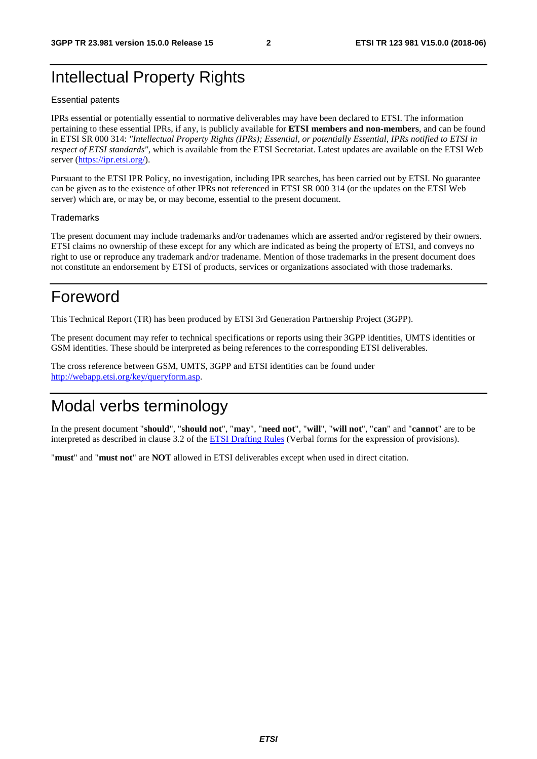# Intellectual Property Rights

Essential patents

IPRs essential or potentially essential to normative deliverables may have been declared to ETSI. The information pertaining to these essential IPRs, if any, is publicly available for **ETSI members and non-members**, and can be found in ETSI SR 000 314: *"Intellectual Property Rights (IPRs); Essential, or potentially Essential, IPRs notified to ETSI in respect of ETSI standards"*, which is available from the ETSI Secretariat. Latest updates are available on the ETSI Web server (https://ipr.etsi.org/).

Pursuant to the ETSI IPR Policy, no investigation, including IPR searches, has been carried out by ETSI. No guarantee can be given as to the existence of other IPRs not referenced in ETSI SR 000 314 (or the updates on the ETSI Web server) which are, or may be, or may become, essential to the present document.

Trademarks

The present document may include trademarks and/or tradenames which are asserted and/or registered by their owners. ETSI claims no ownership of these except for any which are indicated as being the property of ETSI, and conveys no right to use or reproduce any trademark and/or tradename. Mention of those trademarks in the present document does not constitute an endorsement by ETSI of products, services or organizations associated with those trademarks.

# Foreword

This Technical Report (TR) has been produced by ETSI 3rd Generation Partnership Project (3GPP).

The present document may refer to technical specifications or reports using their 3GPP identities, UMTS identities or GSM identities. These should be interpreted as being references to the corresponding ETSI deliverables.

The cross reference between GSM, UMTS, 3GPP and ETSI identities can be found under http://webapp.etsi.org/key/queryform.asp.

# Modal verbs terminology

In the present document "**should**", "**should not**", "**may**", "**need not**", "**will**", "**will not**", "**can**" and "**cannot**" are to be interpreted as described in clause 3.2 of the ETSI Drafting Rules (Verbal forms for the expression of provisions).

"**must**" and "**must not**" are **NOT** allowed in ETSI deliverables except when used in direct citation.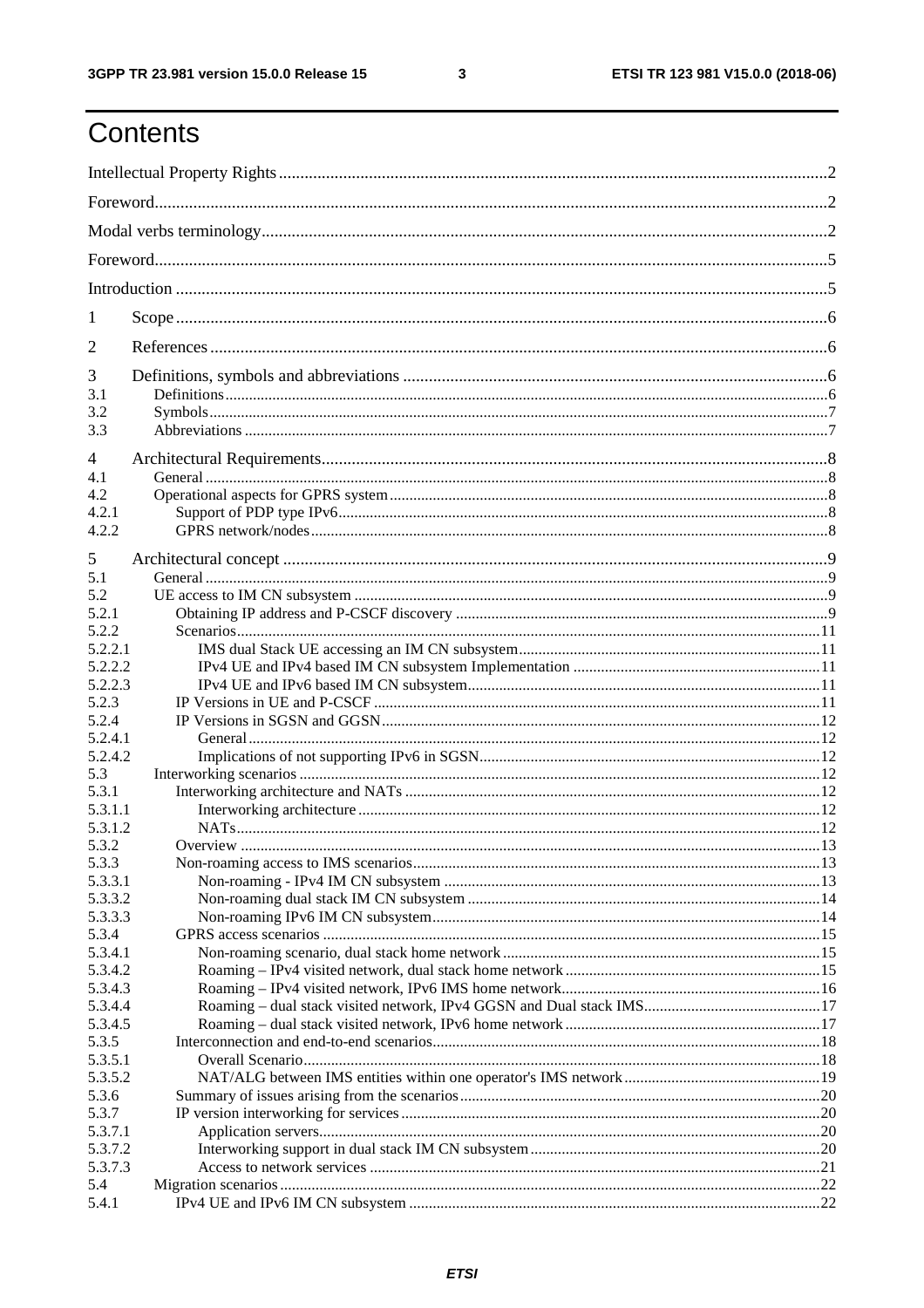# Contents

Intellectual Property Rights ........................................................ 2

Foreword ........................................................ 2

Modal verbs terminology ........................................................ 2

Foreword ........................................................ 5

Introduction ........................................................ 5

1 Scope ........................................................ 6

2 References ........................................................ 6

3 Definitions, symbols and abbreviations ........................................................ 6
- 3.1 Definitions ........................................................ 6
- 3.2 Symbols ........................................................ 7
- 3.3 Abbreviations ........................................................ 7

4 Architectural Requirements ........................................................ 8
- 4.1 General ........................................................ 8
- 4.2 Operational aspects for GPRS system ........................................................ 8
- 4.2.1 Support of PDP type IPv6 ........................................................ 8
- 4.2.2 GPRS network/nodes ........................................................ 8

5 Architectural concept ........................................................ 9
- 5.1 General ........................................................ 9
- 5.2 UE access to IM CN subsystem ........................................................ 9
- 5.2.1 Obtaining IP address and P-CSCF discovery ........................................................ 9
- 5.2.2 Scenarios ........................................................ 11
- 5.2.2.1 IMS dual Stack UE accessing an IM CN subsystem ........................................................ 11
- 5.2.2.2 IPv4 UE and IPv4 based IM CN subsystem Implementation ........................................................ 11
- 5.2.2.3 IPv4 UE and IPv6 based IM CN subsystem ........................................................ 11
- 5.2.3 IP Versions in UE and P-CSCF ........................................................ 11
- 5.2.4 IP Versions in SGSN and GGSN ........................................................ 12
- 5.2.4.1 General ........................................................ 12
- 5.2.4.2 Implications of not supporting IPv6 in SGSN ........................................................ 12
- 5.3 Interworking scenarios ........................................................ 12
- 5.3.1 Interworking architecture and NATs ........................................................ 12
- 5.3.1.1 Interworking architecture ........................................................ 12
- 5.3.1.2 NATs ........................................................ 12
- 5.3.2 Overview ........................................................ 13
- 5.3.3 Non-roaming access to IMS scenarios ........................................................ 13
- 5.3.3.1 Non-roaming - IPv4 IM CN subsystem ........................................................ 13
- 5.3.3.2 Non-roaming dual stack IM CN subsystem ........................................................ 14
- 5.3.3.3 Non-roaming IPv6 IM CN subsystem ........................................................ 14
- 5.3.4 GPRS access scenarios ........................................................ 15
- 5.3.4.1 Non-roaming scenario, dual stack home network ........................................................ 15
- 5.3.4.2 Roaming – IPv4 visited network, dual stack home network ........................................................ 15
- 5.3.4.3 Roaming – IPv4 visited network, IPv6 IMS home network ........................................................ 16
- 5.3.4.4 Roaming – dual stack visited network, IPv4 GGSN and Dual stack IMS ........................................................ 17
- 5.3.4.5 Roaming – dual stack visited network, IPv6 home network ........................................................ 17
- 5.3.5 Interconnection and end-to-end scenarios ........................................................ 18
- 5.3.5.1 Overall Scenario ........................................................ 18
- 5.3.5.2 NAT/ALG between IMS entities within one operator's IMS network ........................................................ 19
- 5.3.6 Summary of issues arising from the scenarios ........................................................ 20
- 5.3.7 IP version interworking for services ........................................................ 20
- 5.3.7.1 Application servers ........................................................ 20
- 5.3.7.2 Interworking support in dual stack IM CN subsystem ........................................................ 20
- 5.3.7.3 Access to network services ........................................................ 21
- 5.4 Migration scenarios ........................................................ 22
- 5.4.1 IPv4 UE and IPv6 IM CN subsystem ........................................................ 22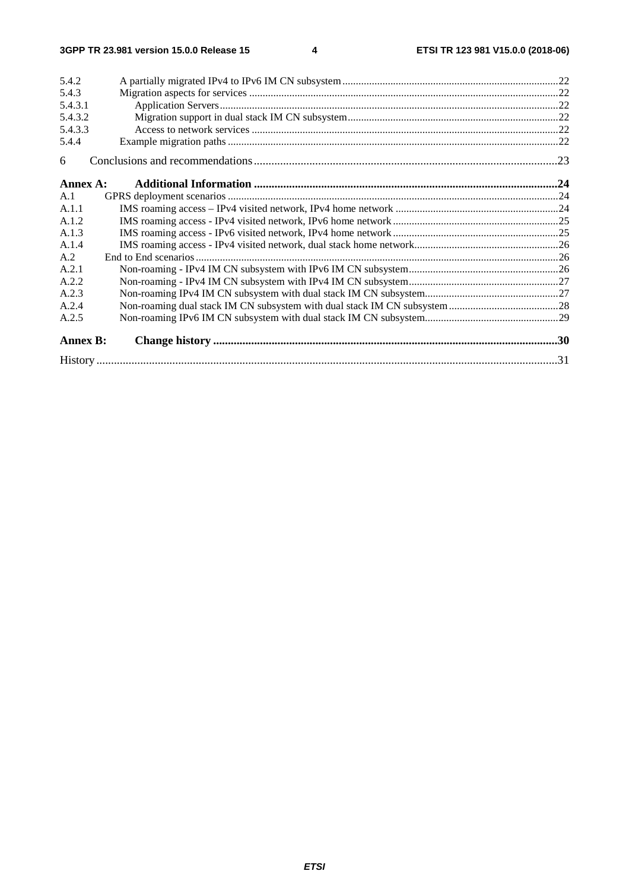| | | |
|---|---|---|
| 5.4.2 | A partially migrated IPv4 to IPv6 IM CN subsystem | 22 |
| 5.4.3 | Migration aspects for services | 22 |
| 5.4.3.1 | Application Servers | 22 |
| 5.4.3.2 | Migration support in dual stack IM CN subsystem | 22 |
| 5.4.3.3 | Access to network services | 22 |
| 5.4.4 | Example migration paths | 22 |
| 6 | Conclusions and recommendations | 23 |
| **Annex A:** | **Additional Information** | **24** |
| A.1 | GPRS deployment scenarios | 24 |
| A.1.1 | IMS roaming access – IPv4 visited network, IPv4 home network | 24 |
| A.1.2 | IMS roaming access - IPv4 visited network, IPv6 home network | 25 |
| A.1.3 | IMS roaming access - IPv6 visited network, IPv4 home network | 25 |
| A.1.4 | IMS roaming access - IPv4 visited network, dual stack home network | 26 |
| A.2 | End to End scenarios | 26 |
| A.2.1 | Non-roaming - IPv4 IM CN subsystem with IPv6 IM CN subsystem | 26 |
| A.2.2 | Non-roaming - IPv4 IM CN subsystem with IPv4 IM CN subsystem | 27 |
| A.2.3 | Non-roaming IPv4 IM CN subsystem with dual stack IM CN subsystem | 27 |
| A.2.4 | Non-roaming dual stack IM CN subsystem with dual stack IM CN subsystem | 28 |
| A.2.5 | Non-roaming IPv6 IM CN subsystem with dual stack IM CN subsystem | 29 |
| **Annex B:** | **Change history** | **30** |
| History | | 31 |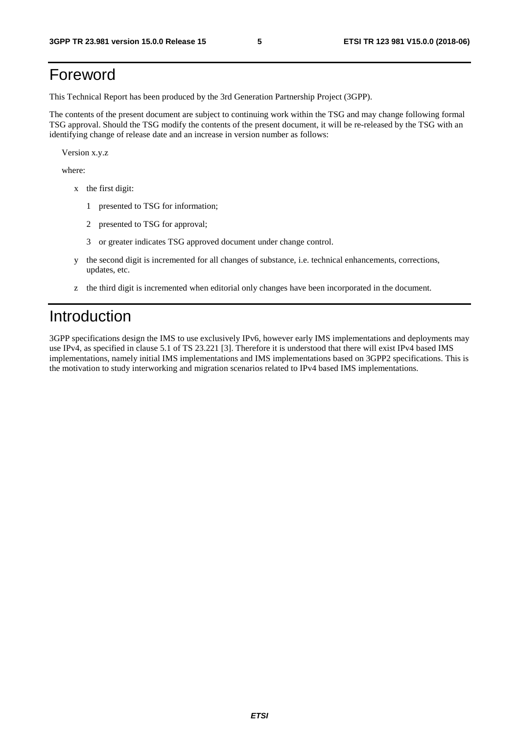# Foreword

This Technical Report has been produced by the 3rd Generation Partnership Project (3GPP).

The contents of the present document are subject to continuing work within the TSG and may change following formal TSG approval. Should the TSG modify the contents of the present document, it will be re-released by the TSG with an identifying change of release date and an increase in version number as follows:

Version x.y.z

where:

- x the first digit:
  - 1 presented to TSG for information;
  - 2 presented to TSG for approval;
  - 3 or greater indicates TSG approved document under change control.
- y the second digit is incremented for all changes of substance, i.e. technical enhancements, corrections, updates, etc.
- z the third digit is incremented when editorial only changes have been incorporated in the document.

# Introduction

3GPP specifications design the IMS to use exclusively IPv6, however early IMS implementations and deployments may use IPv4, as specified in clause 5.1 of TS 23.221 [3]. Therefore it is understood that there will exist IPv4 based IMS implementations, namely initial IMS implementations and IMS implementations based on 3GPP2 specifications. This is the motivation to study interworking and migration scenarios related to IPv4 based IMS implementations.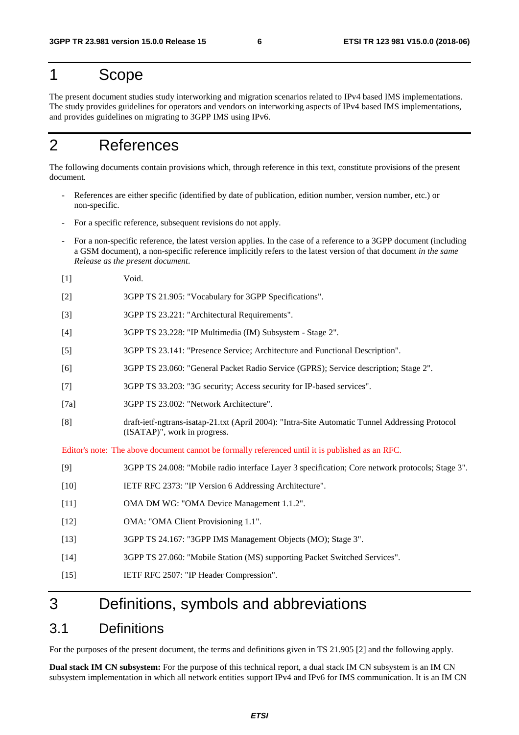# 1 Scope

The present document studies study interworking and migration scenarios related to IPv4 based IMS implementations. The study provides guidelines for operators and vendors on interworking aspects of IPv4 based IMS implementations, and provides guidelines on migrating to 3GPP IMS using IPv6.

# 2 References

The following documents contain provisions which, through reference in this text, constitute provisions of the present document.

- References are either specific (identified by date of publication, edition number, version number, etc.) or non-specific.
- For a specific reference, subsequent revisions do not apply.
- For a non-specific reference, the latest version applies. In the case of a reference to a 3GPP document (including a GSM document), a non-specific reference implicitly refers to the latest version of that document *in the same Release as the present document*.

[1] Void.

[2] 3GPP TS 21.905: "Vocabulary for 3GPP Specifications".

[3] 3GPP TS 23.221: "Architectural Requirements".

[4] 3GPP TS 23.228: "IP Multimedia (IM) Subsystem - Stage 2".

[5] 3GPP TS 23.141: "Presence Service; Architecture and Functional Description".

[6] 3GPP TS 23.060: "General Packet Radio Service (GPRS); Service description; Stage 2".

[7] 3GPP TS 33.203: "3G security; Access security for IP-based services".

[7a] 3GPP TS 23.002: "Network Architecture".

[8] draft-ietf-ngtrans-isatap-21.txt (April 2004): "Intra-Site Automatic Tunnel Addressing Protocol (ISATAP)", work in progress.

Editor's note: The above document cannot be formally referenced until it is published as an RFC.

[9] 3GPP TS 24.008: "Mobile radio interface Layer 3 specification; Core network protocols; Stage 3".

[10] IETF RFC 2373: "IP Version 6 Addressing Architecture".

[11] OMA DM WG: "OMA Device Management 1.1.2".

[12] OMA: "OMA Client Provisioning 1.1".

[13] 3GPP TS 24.167: "3GPP IMS Management Objects (MO); Stage 3".

[14] 3GPP TS 27.060: "Mobile Station (MS) supporting Packet Switched Services".

[15] IETF RFC 2507: "IP Header Compression".

# 3 Definitions, symbols and abbreviations

## 3.1 Definitions

For the purposes of the present document, the terms and definitions given in TS 21.905 [2] and the following apply.

**Dual stack IM CN subsystem:** For the purpose of this technical report, a dual stack IM CN subsystem is an IM CN subsystem implementation in which all network entities support IPv4 and IPv6 for IMS communication. It is an IM CN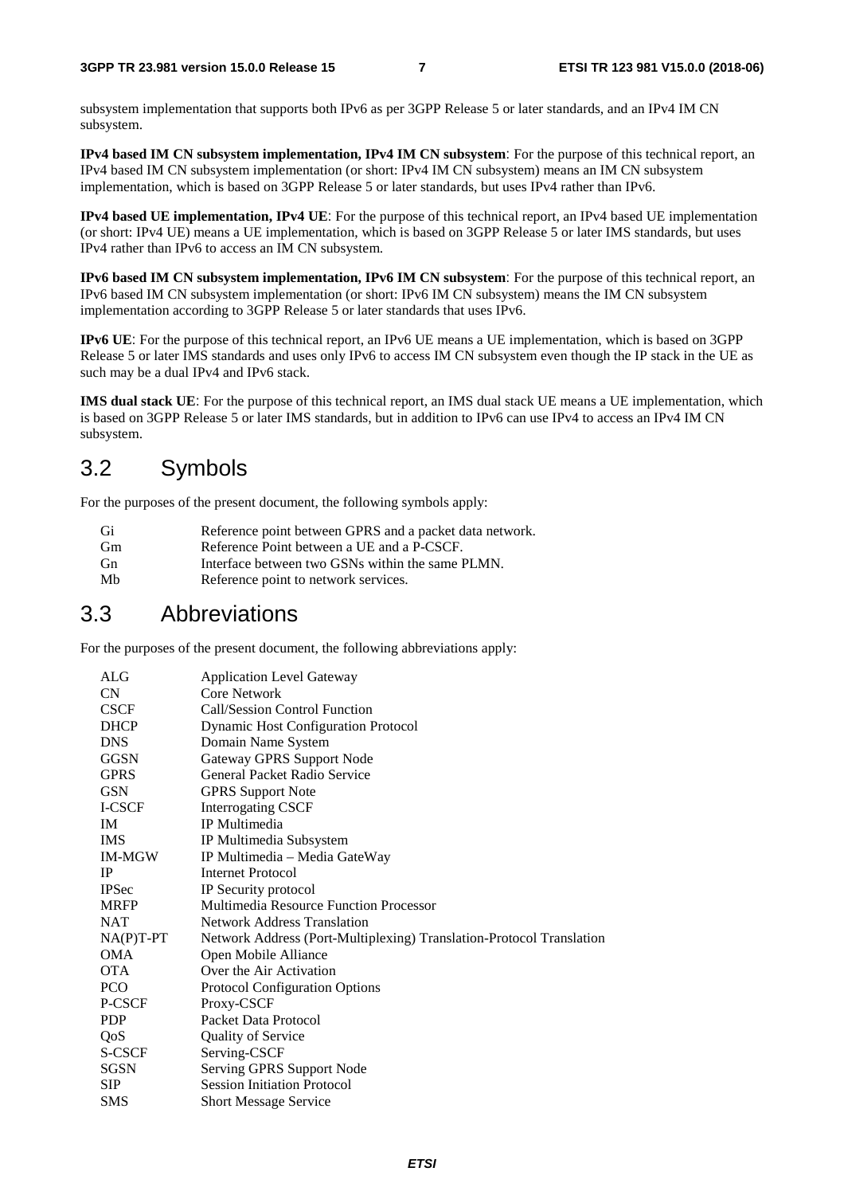subsystem implementation that supports both IPv6 as per 3GPP Release 5 or later standards, and an IPv4 IM CN subsystem.

**IPv4 based IM CN subsystem implementation, IPv4 IM CN subsystem**: For the purpose of this technical report, an IPv4 based IM CN subsystem implementation (or short: IPv4 IM CN subsystem) means an IM CN subsystem implementation, which is based on 3GPP Release 5 or later standards, but uses IPv4 rather than IPv6.

**IPv4 based UE implementation, IPv4 UE**: For the purpose of this technical report, an IPv4 based UE implementation (or short: IPv4 UE) means a UE implementation, which is based on 3GPP Release 5 or later IMS standards, but uses IPv4 rather than IPv6 to access an IM CN subsystem.

**IPv6 based IM CN subsystem implementation, IPv6 IM CN subsystem**: For the purpose of this technical report, an IPv6 based IM CN subsystem implementation (or short: IPv6 IM CN subsystem) means the IM CN subsystem implementation according to 3GPP Release 5 or later standards that uses IPv6.

**IPv6 UE**: For the purpose of this technical report, an IPv6 UE means a UE implementation, which is based on 3GPP Release 5 or later IMS standards and uses only IPv6 to access IM CN subsystem even though the IP stack in the UE as such may be a dual IPv4 and IPv6 stack.

**IMS dual stack UE**: For the purpose of this technical report, an IMS dual stack UE means a UE implementation, which is based on 3GPP Release 5 or later IMS standards, but in addition to IPv6 can use IPv4 to access an IPv4 IM CN subsystem.

## 3.2 Symbols

For the purposes of the present document, the following symbols apply:

| | |
|---|---|
| Gi | Reference point between GPRS and a packet data network. |
| Gm | Reference Point between a UE and a P-CSCF. |
| Gn | Interface between two GSNs within the same PLMN. |
| Mb | Reference point to network services. |

## 3.3 Abbreviations

For the purposes of the present document, the following abbreviations apply:

| | |
|---|---|
| ALG | Application Level Gateway |
| CN | Core Network |
| CSCF | Call/Session Control Function |
| DHCP | Dynamic Host Configuration Protocol |
| DNS | Domain Name System |
| GGSN | Gateway GPRS Support Node |
| GPRS | General Packet Radio Service |
| GSN | GPRS Support Note |
| I-CSCF | Interrogating CSCF |
| IM | IP Multimedia |
| IMS | IP Multimedia Subsystem |
| IM-MGW | IP Multimedia – Media GateWay |
| IP | Internet Protocol |
| IPSec | IP Security protocol |
| MRFP | Multimedia Resource Function Processor |
| NAT | Network Address Translation |
| NA(P)T-PT | Network Address (Port-Multiplexing) Translation-Protocol Translation |
| OMA | Open Mobile Alliance |
| OTA | Over the Air Activation |
| PCO | Protocol Configuration Options |
| P-CSCF | Proxy-CSCF |
| PDP | Packet Data Protocol |
| QoS | Quality of Service |
| S-CSCF | Serving-CSCF |
| SGSN | Serving GPRS Support Node |
| SIP | Session Initiation Protocol |
| SMS | Short Message Service |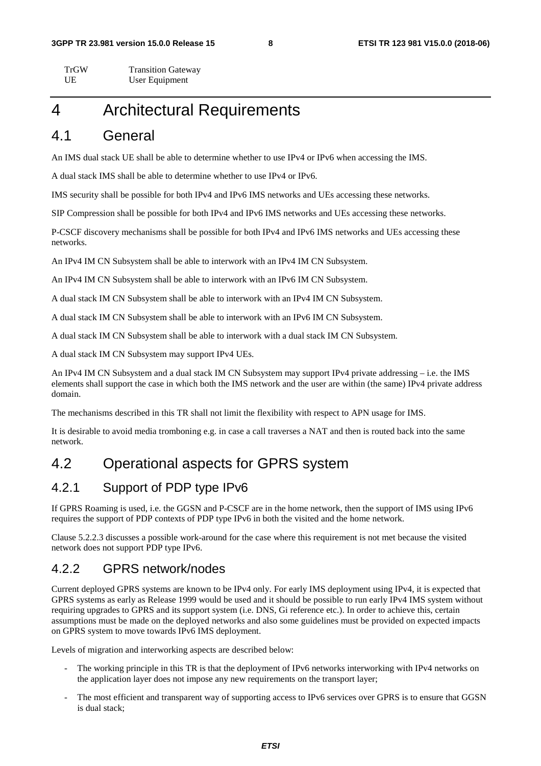| | |
|---|---|
| TrGW | Transition Gateway |
| UE | User Equipment |

# 4 Architectural Requirements

## 4.1 General

An IMS dual stack UE shall be able to determine whether to use IPv4 or IPv6 when accessing the IMS.

A dual stack IMS shall be able to determine whether to use IPv4 or IPv6.

IMS security shall be possible for both IPv4 and IPv6 IMS networks and UEs accessing these networks.

SIP Compression shall be possible for both IPv4 and IPv6 IMS networks and UEs accessing these networks.

P-CSCF discovery mechanisms shall be possible for both IPv4 and IPv6 IMS networks and UEs accessing these networks.

An IPv4 IM CN Subsystem shall be able to interwork with an IPv4 IM CN Subsystem.

An IPv4 IM CN Subsystem shall be able to interwork with an IPv6 IM CN Subsystem.

A dual stack IM CN Subsystem shall be able to interwork with an IPv4 IM CN Subsystem.

A dual stack IM CN Subsystem shall be able to interwork with an IPv6 IM CN Subsystem.

A dual stack IM CN Subsystem shall be able to interwork with a dual stack IM CN Subsystem.

A dual stack IM CN Subsystem may support IPv4 UEs.

An IPv4 IM CN Subsystem and a dual stack IM CN Subsystem may support IPv4 private addressing – i.e. the IMS elements shall support the case in which both the IMS network and the user are within (the same) IPv4 private address domain.

The mechanisms described in this TR shall not limit the flexibility with respect to APN usage for IMS.

It is desirable to avoid media tromboning e.g. in case a call traverses a NAT and then is routed back into the same network.

## 4.2 Operational aspects for GPRS system

### 4.2.1 Support of PDP type IPv6

If GPRS Roaming is used, i.e. the GGSN and P-CSCF are in the home network, then the support of IMS using IPv6 requires the support of PDP contexts of PDP type IPv6 in both the visited and the home network.

Clause 5.2.2.3 discusses a possible work-around for the case where this requirement is not met because the visited network does not support PDP type IPv6.

### 4.2.2 GPRS network/nodes

Current deployed GPRS systems are known to be IPv4 only. For early IMS deployment using IPv4, it is expected that GPRS systems as early as Release 1999 would be used and it should be possible to run early IPv4 IMS system without requiring upgrades to GPRS and its support system (i.e. DNS, Gi reference etc.). In order to achieve this, certain assumptions must be made on the deployed networks and also some guidelines must be provided on expected impacts on GPRS system to move towards IPv6 IMS deployment.

Levels of migration and interworking aspects are described below:

- The working principle in this TR is that the deployment of IPv6 networks interworking with IPv4 networks on the application layer does not impose any new requirements on the transport layer;
- The most efficient and transparent way of supporting access to IPv6 services over GPRS is to ensure that GGSN is dual stack;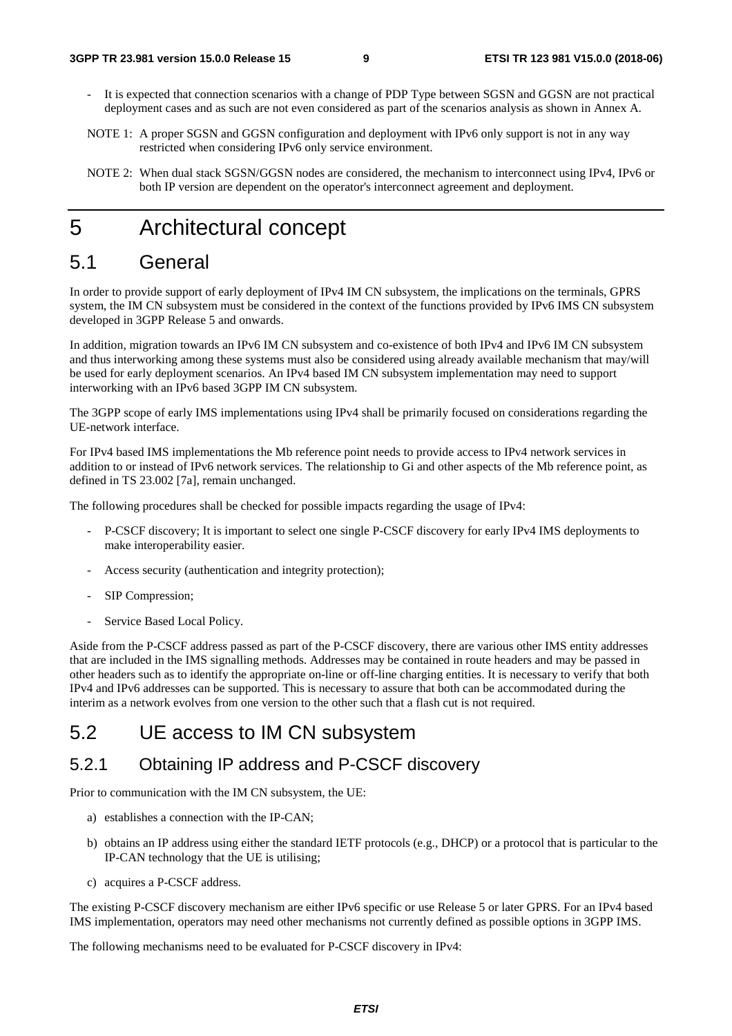- It is expected that connection scenarios with a change of PDP Type between SGSN and GGSN are not practical deployment cases and as such are not even considered as part of the scenarios analysis as shown in Annex A.

NOTE 1: A proper SGSN and GGSN configuration and deployment with IPv6 only support is not in any way restricted when considering IPv6 only service environment.

NOTE 2: When dual stack SGSN/GGSN nodes are considered, the mechanism to interconnect using IPv4, IPv6 or both IP version are dependent on the operator's interconnect agreement and deployment.

# 5 Architectural concept

## 5.1 General

In order to provide support of early deployment of IPv4 IM CN subsystem, the implications on the terminals, GPRS system, the IM CN subsystem must be considered in the context of the functions provided by IPv6 IMS CN subsystem developed in 3GPP Release 5 and onwards.

In addition, migration towards an IPv6 IM CN subsystem and co-existence of both IPv4 and IPv6 IM CN subsystem and thus interworking among these systems must also be considered using already available mechanism that may/will be used for early deployment scenarios. An IPv4 based IM CN subsystem implementation may need to support interworking with an IPv6 based 3GPP IM CN subsystem.

The 3GPP scope of early IMS implementations using IPv4 shall be primarily focused on considerations regarding the UE-network interface.

For IPv4 based IMS implementations the Mb reference point needs to provide access to IPv4 network services in addition to or instead of IPv6 network services. The relationship to Gi and other aspects of the Mb reference point, as defined in TS 23.002 [7a], remain unchanged.

The following procedures shall be checked for possible impacts regarding the usage of IPv4:

- P-CSCF discovery; It is important to select one single P-CSCF discovery for early IPv4 IMS deployments to make interoperability easier.
- Access security (authentication and integrity protection);
- SIP Compression;
- Service Based Local Policy.

Aside from the P-CSCF address passed as part of the P-CSCF discovery, there are various other IMS entity addresses that are included in the IMS signalling methods. Addresses may be contained in route headers and may be passed in other headers such as to identify the appropriate on-line or off-line charging entities. It is necessary to verify that both IPv4 and IPv6 addresses can be supported. This is necessary to assure that both can be accommodated during the interim as a network evolves from one version to the other such that a flash cut is not required.

## 5.2 UE access to IM CN subsystem

### 5.2.1 Obtaining IP address and P-CSCF discovery

Prior to communication with the IM CN subsystem, the UE:

a) establishes a connection with the IP-CAN;

b) obtains an IP address using either the standard IETF protocols (e.g., DHCP) or a protocol that is particular to the IP-CAN technology that the UE is utilising;

c) acquires a P-CSCF address.

The existing P-CSCF discovery mechanism are either IPv6 specific or use Release 5 or later GPRS. For an IPv4 based IMS implementation, operators may need other mechanisms not currently defined as possible options in 3GPP IMS.

The following mechanisms need to be evaluated for P-CSCF discovery in IPv4: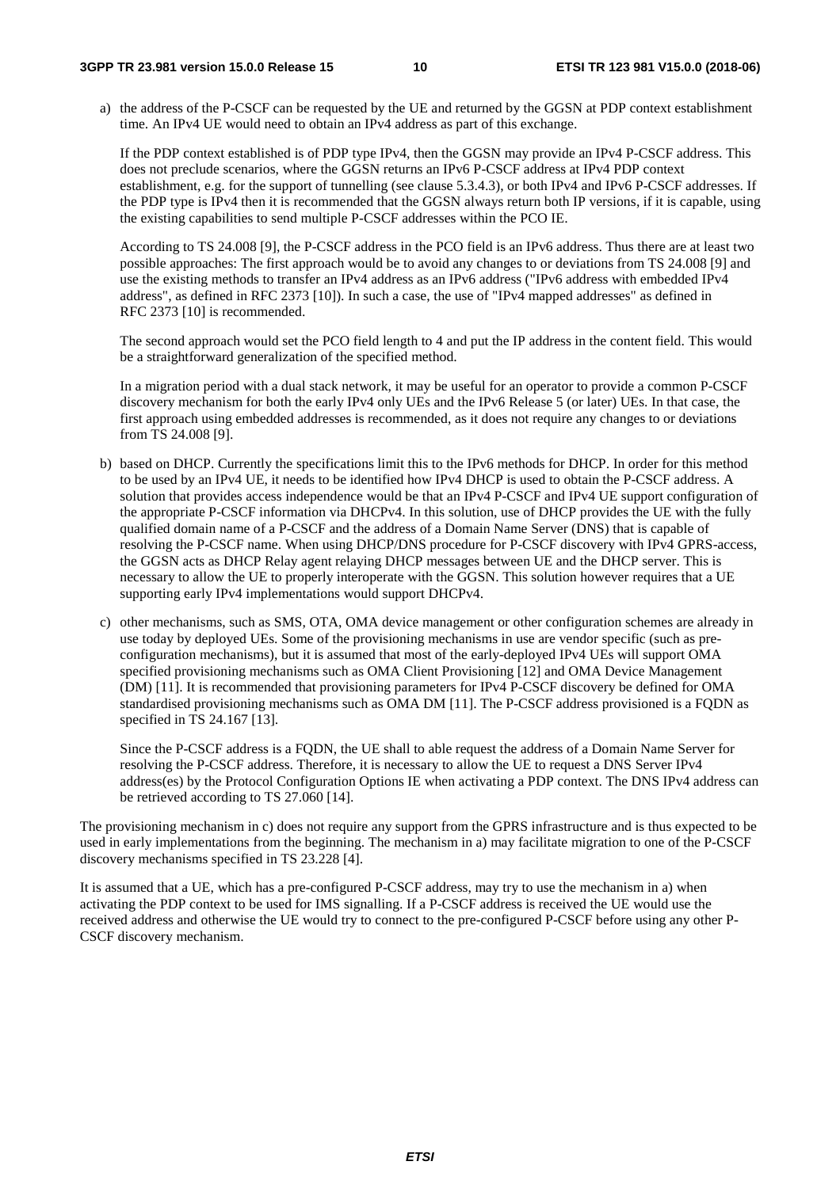a) the address of the P-CSCF can be requested by the UE and returned by the GGSN at PDP context establishment time. An IPv4 UE would need to obtain an IPv4 address as part of this exchange.

   If the PDP context established is of PDP type IPv4, then the GGSN may provide an IPv4 P-CSCF address. This does not preclude scenarios, where the GGSN returns an IPv6 P-CSCF address at IPv4 PDP context establishment, e.g. for the support of tunnelling (see clause 5.3.4.3), or both IPv4 and IPv6 P-CSCF addresses. If the PDP type is IPv4 then it is recommended that the GGSN always return both IP versions, if it is capable, using the existing capabilities to send multiple P-CSCF addresses within the PCO IE.

   According to TS 24.008 [9], the P-CSCF address in the PCO field is an IPv6 address. Thus there are at least two possible approaches: The first approach would be to avoid any changes to or deviations from TS 24.008 [9] and use the existing methods to transfer an IPv4 address as an IPv6 address ("IPv6 address with embedded IPv4 address", as defined in RFC 2373 [10]). In such a case, the use of "IPv4 mapped addresses" as defined in RFC 2373 [10] is recommended.

   The second approach would set the PCO field length to 4 and put the IP address in the content field. This would be a straightforward generalization of the specified method.

   In a migration period with a dual stack network, it may be useful for an operator to provide a common P-CSCF discovery mechanism for both the early IPv4 only UEs and the IPv6 Release 5 (or later) UEs. In that case, the first approach using embedded addresses is recommended, as it does not require any changes to or deviations from TS 24.008 [9].

b) based on DHCP. Currently the specifications limit this to the IPv6 methods for DHCP. In order for this method to be used by an IPv4 UE, it needs to be identified how IPv4 DHCP is used to obtain the P-CSCF address. A solution that provides access independence would be that an IPv4 P-CSCF and IPv4 UE support configuration of the appropriate P-CSCF information via DHCPv4. In this solution, use of DHCP provides the UE with the fully qualified domain name of a P-CSCF and the address of a Domain Name Server (DNS) that is capable of resolving the P-CSCF name. When using DHCP/DNS procedure for P-CSCF discovery with IPv4 GPRS-access, the GGSN acts as DHCP Relay agent relaying DHCP messages between UE and the DHCP server. This is necessary to allow the UE to properly interoperate with the GGSN. This solution however requires that a UE supporting early IPv4 implementations would support DHCPv4.

c) other mechanisms, such as SMS, OTA, OMA device management or other configuration schemes are already in use today by deployed UEs. Some of the provisioning mechanisms in use are vendor specific (such as pre-configuration mechanisms), but it is assumed that most of the early-deployed IPv4 UEs will support OMA specified provisioning mechanisms such as OMA Client Provisioning [12] and OMA Device Management (DM) [11]. It is recommended that provisioning parameters for IPv4 P-CSCF discovery be defined for OMA standardised provisioning mechanisms such as OMA DM [11]. The P-CSCF address provisioned is a FQDN as specified in TS 24.167 [13].

   Since the P-CSCF address is a FQDN, the UE shall to able request the address of a Domain Name Server for resolving the P-CSCF address. Therefore, it is necessary to allow the UE to request a DNS Server IPv4 address(es) by the Protocol Configuration Options IE when activating a PDP context. The DNS IPv4 address can be retrieved according to TS 27.060 [14].

The provisioning mechanism in c) does not require any support from the GPRS infrastructure and is thus expected to be used in early implementations from the beginning. The mechanism in a) may facilitate migration to one of the P-CSCF discovery mechanisms specified in TS 23.228 [4].

It is assumed that a UE, which has a pre-configured P-CSCF address, may try to use the mechanism in a) when activating the PDP context to be used for IMS signalling. If a P-CSCF address is received the UE would use the received address and otherwise the UE would try to connect to the pre-configured P-CSCF before using any other P-CSCF discovery mechanism.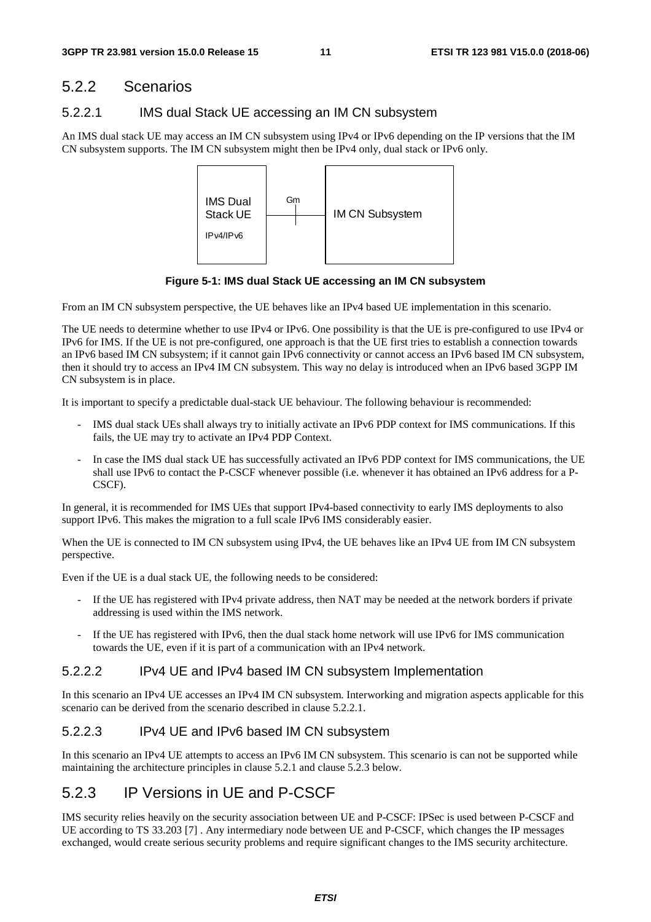## 5.2.2 Scenarios

### 5.2.2.1 IMS dual Stack UE accessing an IM CN subsystem

An IMS dual stack UE may access an IM CN subsystem using IPv4 or IPv6 depending on the IP versions that the IM CN subsystem supports. The IM CN subsystem might then be IPv4 only, dual stack or IPv6 only.

**Figure 5-1: IMS dual Stack UE accessing an IM CN subsystem**

From an IM CN subsystem perspective, the UE behaves like an IPv4 based UE implementation in this scenario.

The UE needs to determine whether to use IPv4 or IPv6. One possibility is that the UE is pre-configured to use IPv4 or IPv6 for IMS. If the UE is not pre-configured, one approach is that the UE first tries to establish a connection towards an IPv6 based IM CN subsystem; if it cannot gain IPv6 connectivity or cannot access an IPv6 based IM CN subsystem, then it should try to access an IPv4 IM CN subsystem. This way no delay is introduced when an IPv6 based 3GPP IM CN subsystem is in place.

It is important to specify a predictable dual-stack UE behaviour. The following behaviour is recommended:

- IMS dual stack UEs shall always try to initially activate an IPv6 PDP context for IMS communications. If this fails, the UE may try to activate an IPv4 PDP Context.
- In case the IMS dual stack UE has successfully activated an IPv6 PDP context for IMS communications, the UE shall use IPv6 to contact the P-CSCF whenever possible (i.e. whenever it has obtained an IPv6 address for a P-CSCF).

In general, it is recommended for IMS UEs that support IPv4-based connectivity to early IMS deployments to also support IPv6. This makes the migration to a full scale IPv6 IMS considerably easier.

When the UE is connected to IM CN subsystem using IPv4, the UE behaves like an IPv4 UE from IM CN subsystem perspective.

Even if the UE is a dual stack UE, the following needs to be considered:

- If the UE has registered with IPv4 private address, then NAT may be needed at the network borders if private addressing is used within the IMS network.
- If the UE has registered with IPv6, then the dual stack home network will use IPv6 for IMS communication towards the UE, even if it is part of a communication with an IPv4 network.

### 5.2.2.2 IPv4 UE and IPv4 based IM CN subsystem Implementation

In this scenario an IPv4 UE accesses an IPv4 IM CN subsystem. Interworking and migration aspects applicable for this scenario can be derived from the scenario described in clause 5.2.2.1.

### 5.2.2.3 IPv4 UE and IPv6 based IM CN subsystem

In this scenario an IPv4 UE attempts to access an IPv6 IM CN subsystem. This scenario is can not be supported while maintaining the architecture principles in clause 5.2.1 and clause 5.2.3 below.

## 5.2.3 IP Versions in UE and P-CSCF

IMS security relies heavily on the security association between UE and P-CSCF: IPSec is used between P-CSCF and UE according to TS 33.203 [7] . Any intermediary node between UE and P-CSCF, which changes the IP messages exchanged, would create serious security problems and require significant changes to the IMS security architecture.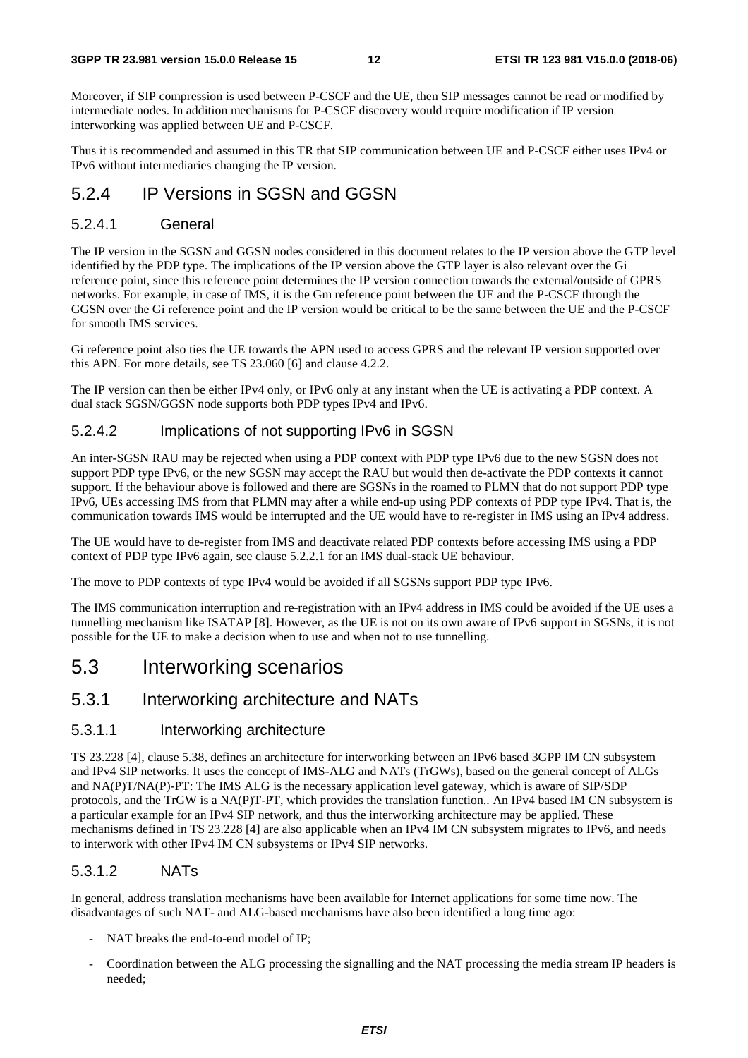Moreover, if SIP compression is used between P-CSCF and the UE, then SIP messages cannot be read or modified by intermediate nodes. In addition mechanisms for P-CSCF discovery would require modification if IP version interworking was applied between UE and P-CSCF.

Thus it is recommended and assumed in this TR that SIP communication between UE and P-CSCF either uses IPv4 or IPv6 without intermediaries changing the IP version.

### 5.2.4 IP Versions in SGSN and GGSN

#### 5.2.4.1 General

The IP version in the SGSN and GGSN nodes considered in this document relates to the IP version above the GTP level identified by the PDP type. The implications of the IP version above the GTP layer is also relevant over the Gi reference point, since this reference point determines the IP version connection towards the external/outside of GPRS networks. For example, in case of IMS, it is the Gm reference point between the UE and the P-CSCF through the GGSN over the Gi reference point and the IP version would be critical to be the same between the UE and the P-CSCF for smooth IMS services.

Gi reference point also ties the UE towards the APN used to access GPRS and the relevant IP version supported over this APN. For more details, see TS 23.060 [6] and clause 4.2.2.

The IP version can then be either IPv4 only, or IPv6 only at any instant when the UE is activating a PDP context. A dual stack SGSN/GGSN node supports both PDP types IPv4 and IPv6.

#### 5.2.4.2 Implications of not supporting IPv6 in SGSN

An inter-SGSN RAU may be rejected when using a PDP context with PDP type IPv6 due to the new SGSN does not support PDP type IPv6, or the new SGSN may accept the RAU but would then de-activate the PDP contexts it cannot support. If the behaviour above is followed and there are SGSNs in the roamed to PLMN that do not support PDP type IPv6, UEs accessing IMS from that PLMN may after a while end-up using PDP contexts of PDP type IPv4. That is, the communication towards IMS would be interrupted and the UE would have to re-register in IMS using an IPv4 address.

The UE would have to de-register from IMS and deactivate related PDP contexts before accessing IMS using a PDP context of PDP type IPv6 again, see clause 5.2.2.1 for an IMS dual-stack UE behaviour.

The move to PDP contexts of type IPv4 would be avoided if all SGSNs support PDP type IPv6.

The IMS communication interruption and re-registration with an IPv4 address in IMS could be avoided if the UE uses a tunnelling mechanism like ISATAP [8]. However, as the UE is not on its own aware of IPv6 support in SGSNs, it is not possible for the UE to make a decision when to use and when not to use tunnelling.

## 5.3 Interworking scenarios

### 5.3.1 Interworking architecture and NATs

#### 5.3.1.1 Interworking architecture

TS 23.228 [4], clause 5.38, defines an architecture for interworking between an IPv6 based 3GPP IM CN subsystem and IPv4 SIP networks. It uses the concept of IMS-ALG and NATs (TrGWs), based on the general concept of ALGs and NA(P)T/NA(P)-PT: The IMS ALG is the necessary application level gateway, which is aware of SIP/SDP protocols, and the TrGW is a NA(P)T-PT, which provides the translation function.. An IPv4 based IM CN subsystem is a particular example for an IPv4 SIP network, and thus the interworking architecture may be applied. These mechanisms defined in TS 23.228 [4] are also applicable when an IPv4 IM CN subsystem migrates to IPv6, and needs to interwork with other IPv4 IM CN subsystems or IPv4 SIP networks.

#### 5.3.1.2 NATs

In general, address translation mechanisms have been available for Internet applications for some time now. The disadvantages of such NAT- and ALG-based mechanisms have also been identified a long time ago:

- NAT breaks the end-to-end model of IP;
- Coordination between the ALG processing the signalling and the NAT processing the media stream IP headers is needed;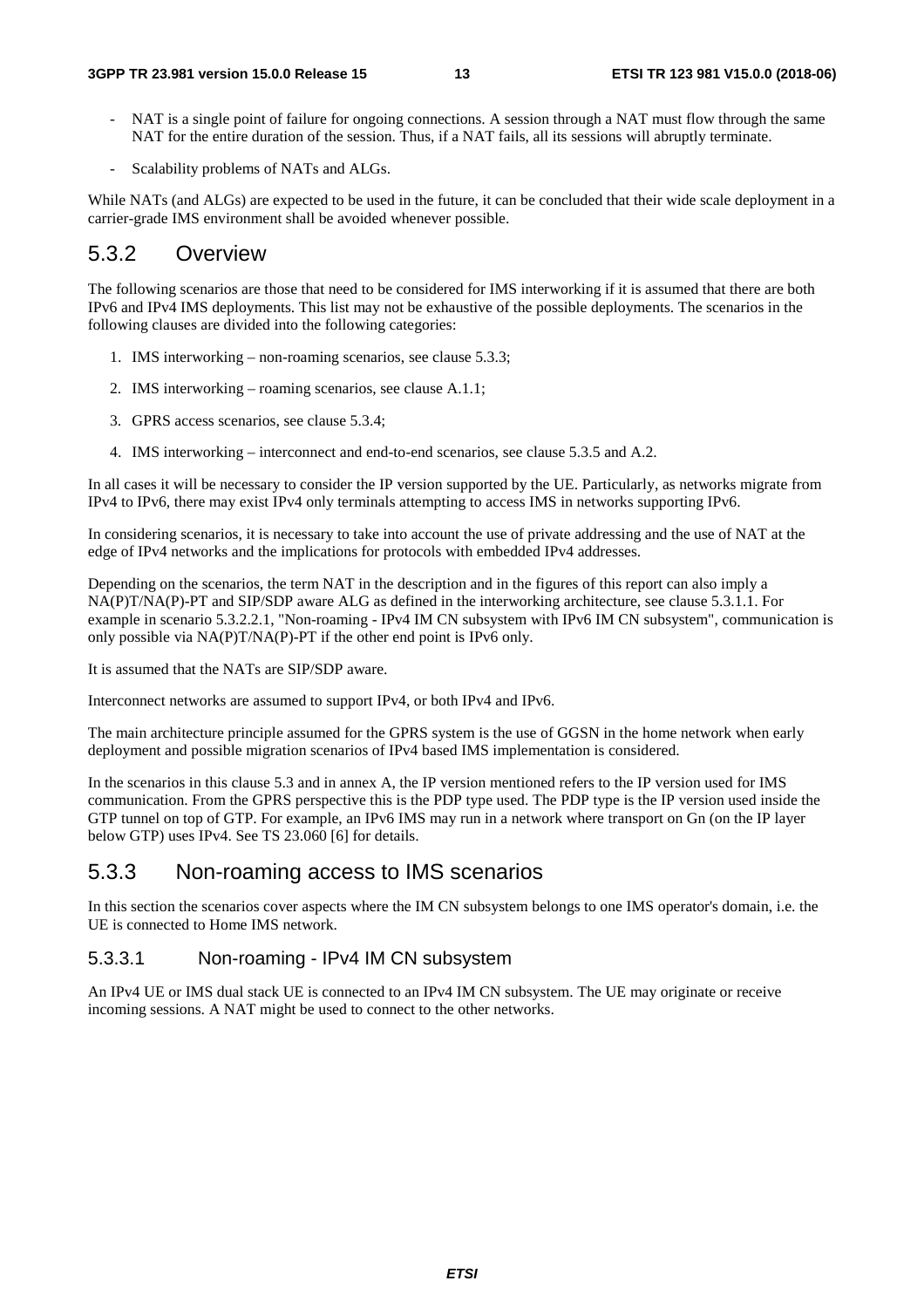- NAT is a single point of failure for ongoing connections. A session through a NAT must flow through the same NAT for the entire duration of the session. Thus, if a NAT fails, all its sessions will abruptly terminate.

- Scalability problems of NATs and ALGs.

While NATs (and ALGs) are expected to be used in the future, it can be concluded that their wide scale deployment in a carrier-grade IMS environment shall be avoided whenever possible.

## 5.3.2 Overview

The following scenarios are those that need to be considered for IMS interworking if it is assumed that there are both IPv6 and IPv4 IMS deployments. This list may not be exhaustive of the possible deployments. The scenarios in the following clauses are divided into the following categories:

1. IMS interworking – non-roaming scenarios, see clause 5.3.3;
2. IMS interworking – roaming scenarios, see clause A.1.1;
3. GPRS access scenarios, see clause 5.3.4;
4. IMS interworking – interconnect and end-to-end scenarios, see clause 5.3.5 and A.2.

In all cases it will be necessary to consider the IP version supported by the UE. Particularly, as networks migrate from IPv4 to IPv6, there may exist IPv4 only terminals attempting to access IMS in networks supporting IPv6.

In considering scenarios, it is necessary to take into account the use of private addressing and the use of NAT at the edge of IPv4 networks and the implications for protocols with embedded IPv4 addresses.

Depending on the scenarios, the term NAT in the description and in the figures of this report can also imply a NA(P)T/NA(P)-PT and SIP/SDP aware ALG as defined in the interworking architecture, see clause 5.3.1.1. For example in scenario 5.3.2.2.1, "Non-roaming - IPv4 IM CN subsystem with IPv6 IM CN subsystem", communication is only possible via NA(P)T/NA(P)-PT if the other end point is IPv6 only.

It is assumed that the NATs are SIP/SDP aware.

Interconnect networks are assumed to support IPv4, or both IPv4 and IPv6.

The main architecture principle assumed for the GPRS system is the use of GGSN in the home network when early deployment and possible migration scenarios of IPv4 based IMS implementation is considered.

In the scenarios in this clause 5.3 and in annex A, the IP version mentioned refers to the IP version used for IMS communication. From the GPRS perspective this is the PDP type used. The PDP type is the IP version used inside the GTP tunnel on top of GTP. For example, an IPv6 IMS may run in a network where transport on Gn (on the IP layer below GTP) uses IPv4. See TS 23.060 [6] for details.

## 5.3.3 Non-roaming access to IMS scenarios

In this section the scenarios cover aspects where the IM CN subsystem belongs to one IMS operator's domain, i.e. the UE is connected to Home IMS network.

### 5.3.3.1 Non-roaming - IPv4 IM CN subsystem

An IPv4 UE or IMS dual stack UE is connected to an IPv4 IM CN subsystem. The UE may originate or receive incoming sessions. A NAT might be used to connect to the other networks.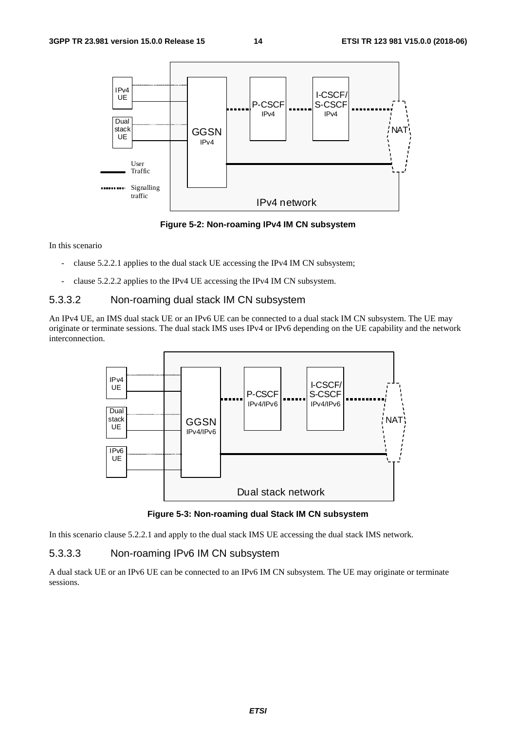Figure 5-2: Non-roaming IPv4 IM CN subsystem

In this scenario

- clause 5.2.2.1 applies to the dual stack UE accessing the IPv4 IM CN subsystem;
- clause 5.2.2.2 applies to the IPv4 UE accessing the IPv4 IM CN subsystem.

#### 5.3.3.2 Non-roaming dual stack IM CN subsystem

An IPv4 UE, an IMS dual stack UE or an IPv6 UE can be connected to a dual stack IM CN subsystem. The UE may originate or terminate sessions. The dual stack IMS uses IPv4 or IPv6 depending on the UE capability and the network interconnection.

Figure 5-3: Non-roaming dual Stack IM CN subsystem

In this scenario clause 5.2.2.1 and apply to the dual stack IMS UE accessing the dual stack IMS network.

#### 5.3.3.3 Non-roaming IPv6 IM CN subsystem

A dual stack UE or an IPv6 UE can be connected to an IPv6 IM CN subsystem. The UE may originate or terminate sessions.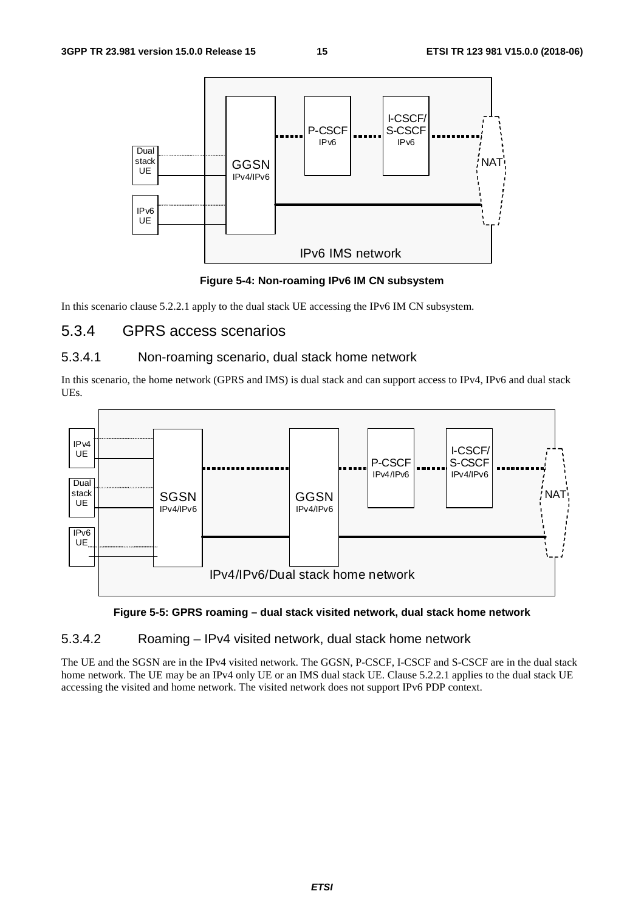Figure 5-4: Non-roaming IPv6 IM CN subsystem

In this scenario clause 5.2.2.1 apply to the dual stack UE accessing the IPv6 IM CN subsystem.

## 5.3.4 GPRS access scenarios

### 5.3.4.1 Non-roaming scenario, dual stack home network

In this scenario, the home network (GPRS and IMS) is dual stack and can support access to IPv4, IPv6 and dual stack UEs.

Figure 5-5: GPRS roaming – dual stack visited network, dual stack home network

### 5.3.4.2 Roaming – IPv4 visited network, dual stack home network

The UE and the SGSN are in the IPv4 visited network. The GGSN, P-CSCF, I-CSCF and S-CSCF are in the dual stack home network. The UE may be an IPv4 only UE or an IMS dual stack UE. Clause 5.2.2.1 applies to the dual stack UE accessing the visited and home network. The visited network does not support IPv6 PDP context.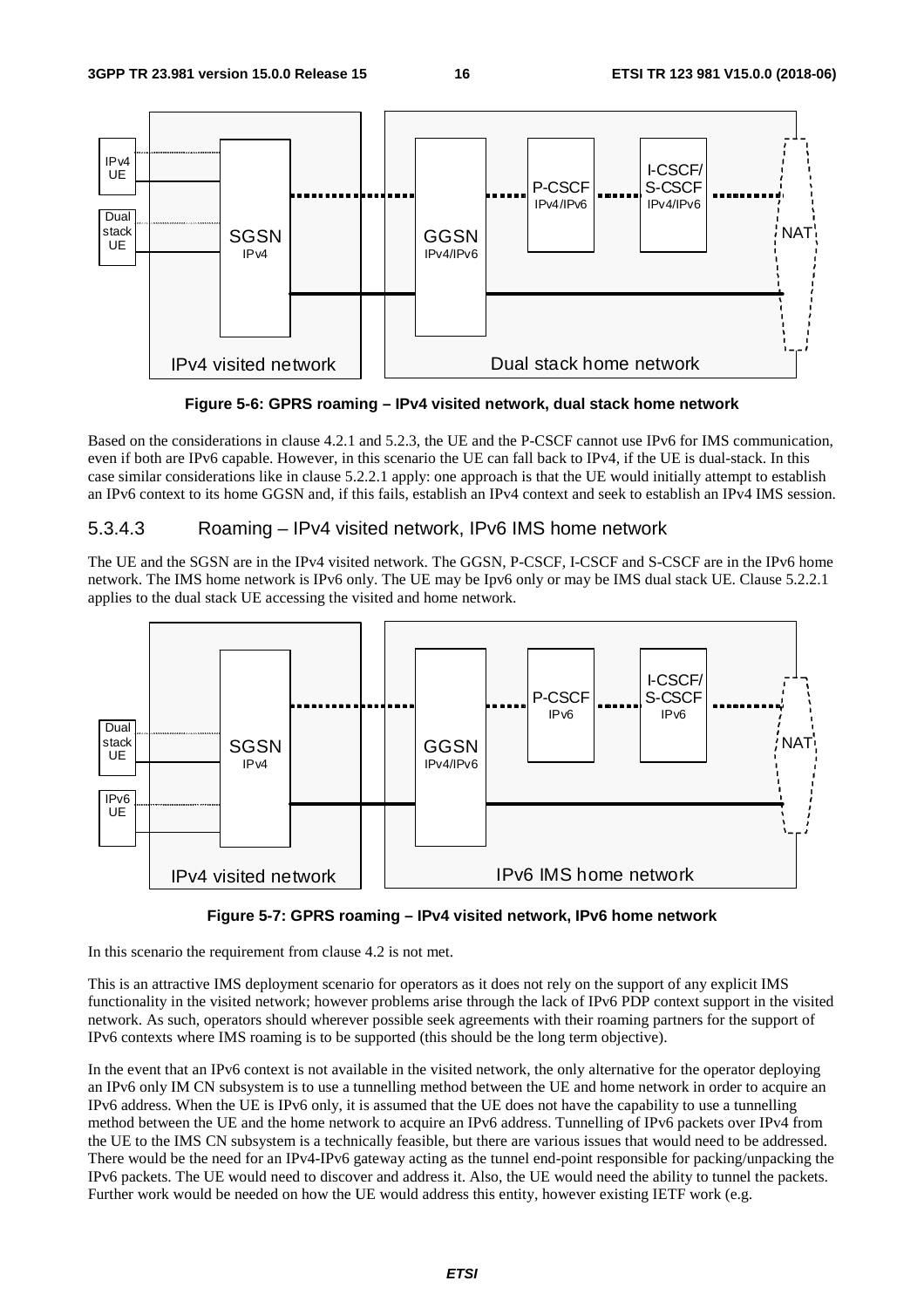**Figure 5-6: GPRS roaming – IPv4 visited network, dual stack home network**

Based on the considerations in clause 4.2.1 and 5.2.3, the UE and the P-CSCF cannot use IPv6 for IMS communication, even if both are IPv6 capable. However, in this scenario the UE can fall back to IPv4, if the UE is dual-stack. In this case similar considerations like in clause 5.2.2.1 apply: one approach is that the UE would initially attempt to establish an IPv6 context to its home GGSN and, if this fails, establish an IPv4 context and seek to establish an IPv4 IMS session.

### 5.3.4.3 Roaming – IPv4 visited network, IPv6 IMS home network

The UE and the SGSN are in the IPv4 visited network. The GGSN, P-CSCF, I-CSCF and S-CSCF are in the IPv6 home network. The IMS home network is IPv6 only. The UE may be Ipv6 only or may be IMS dual stack UE. Clause 5.2.2.1 applies to the dual stack UE accessing the visited and home network.

**Figure 5-7: GPRS roaming – IPv4 visited network, IPv6 home network**

In this scenario the requirement from clause 4.2 is not met.

This is an attractive IMS deployment scenario for operators as it does not rely on the support of any explicit IMS functionality in the visited network; however problems arise through the lack of IPv6 PDP context support in the visited network. As such, operators should wherever possible seek agreements with their roaming partners for the support of IPv6 contexts where IMS roaming is to be supported (this should be the long term objective).

In the event that an IPv6 context is not available in the visited network, the only alternative for the operator deploying an IPv6 only IM CN subsystem is to use a tunnelling method between the UE and home network in order to acquire an IPv6 address. When the UE is IPv6 only, it is assumed that the UE does not have the capability to use a tunnelling method between the UE and the home network to acquire an IPv6 address. Tunnelling of IPv6 packets over IPv4 from the UE to the IMS CN subsystem is a technically feasible, but there are various issues that would need to be addressed. There would be the need for an IPv4-IPv6 gateway acting as the tunnel end-point responsible for packing/unpacking the IPv6 packets. The UE would need to discover and address it. Also, the UE would need the ability to tunnel the packets. Further work would be needed on how the UE would address this entity, however existing IETF work (e.g.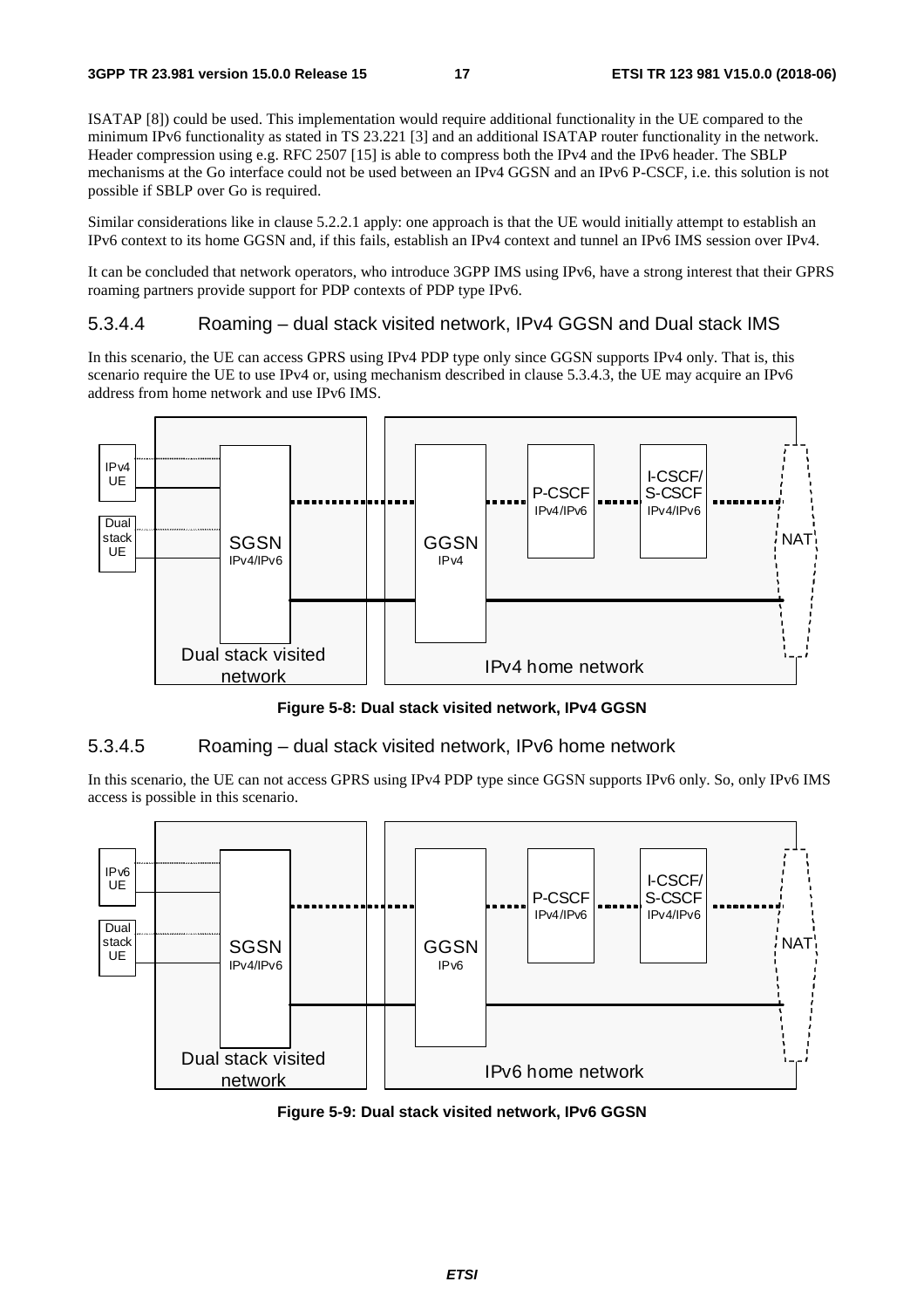ISATAP [8]) could be used. This implementation would require additional functionality in the UE compared to the minimum IPv6 functionality as stated in TS 23.221 [3] and an additional ISATAP router functionality in the network. Header compression using e.g. RFC 2507 [15] is able to compress both the IPv4 and the IPv6 header. The SBLP mechanisms at the Go interface could not be used between an IPv4 GGSN and an IPv6 P-CSCF, i.e. this solution is not possible if SBLP over Go is required.

Similar considerations like in clause 5.2.2.1 apply: one approach is that the UE would initially attempt to establish an IPv6 context to its home GGSN and, if this fails, establish an IPv4 context and tunnel an IPv6 IMS session over IPv4.

It can be concluded that network operators, who introduce 3GPP IMS using IPv6, have a strong interest that their GPRS roaming partners provide support for PDP contexts of PDP type IPv6.

#### 5.3.4.4 Roaming – dual stack visited network, IPv4 GGSN and Dual stack IMS

In this scenario, the UE can access GPRS using IPv4 PDP type only since GGSN supports IPv4 only. That is, this scenario require the UE to use IPv4 or, using mechanism described in clause 5.3.4.3, the UE may acquire an IPv6 address from home network and use IPv6 IMS.

**Figure 5-8: Dual stack visited network, IPv4 GGSN**

#### 5.3.4.5 Roaming – dual stack visited network, IPv6 home network

In this scenario, the UE can not access GPRS using IPv4 PDP type since GGSN supports IPv6 only. So, only IPv6 IMS access is possible in this scenario.

**Figure 5-9: Dual stack visited network, IPv6 GGSN**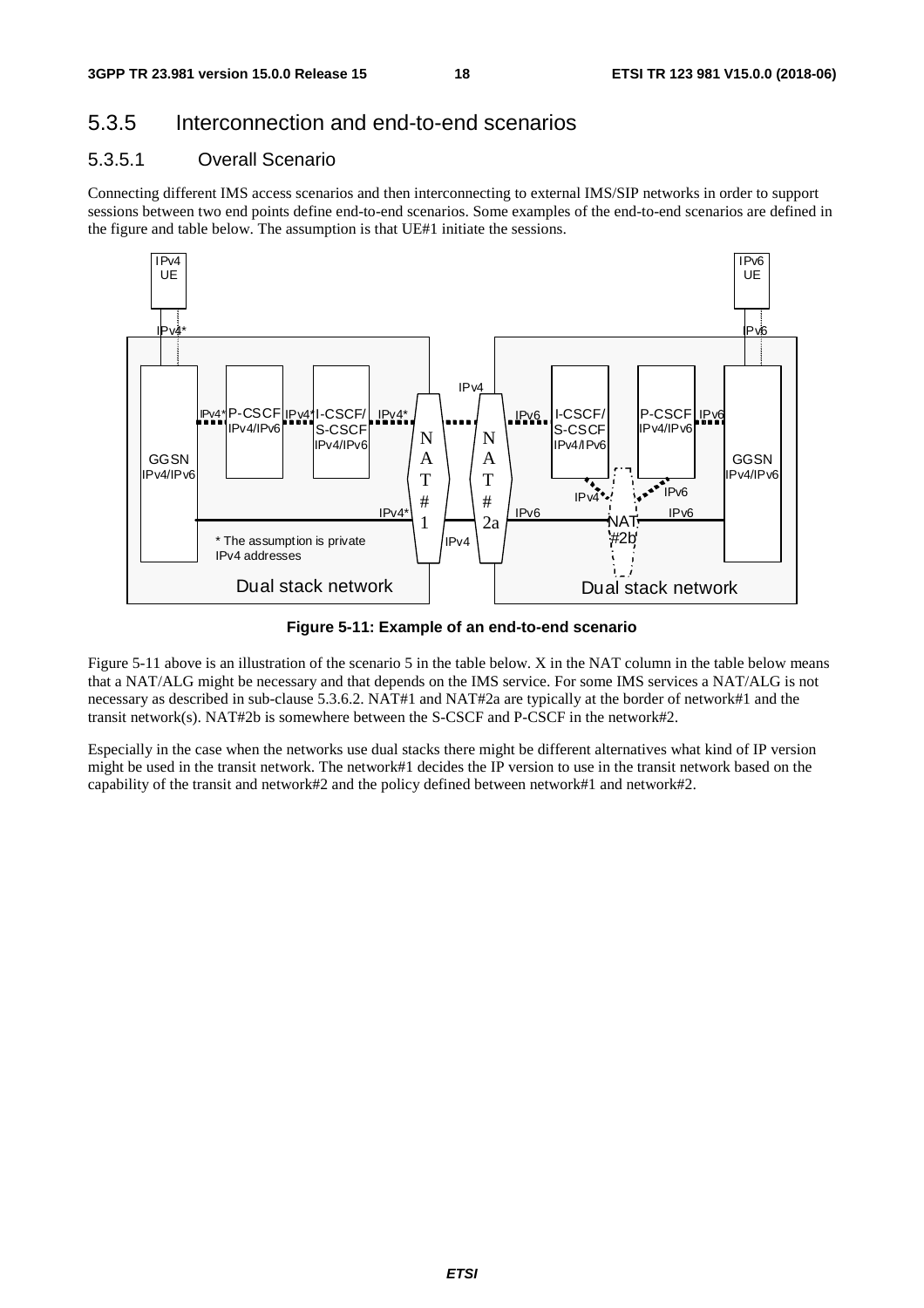### 5.3.5 Interconnection and end-to-end scenarios

#### 5.3.5.1 Overall Scenario

Connecting different IMS access scenarios and then interconnecting to external IMS/SIP networks in order to support sessions between two end points define end-to-end scenarios. Some examples of the end-to-end scenarios are defined in the figure and table below. The assumption is that UE#1 initiate the sessions.

**Figure 5-11: Example of an end-to-end scenario**

Figure 5-11 above is an illustration of the scenario 5 in the table below. X in the NAT column in the table below means that a NAT/ALG might be necessary and that depends on the IMS service. For some IMS services a NAT/ALG is not necessary as described in sub-clause 5.3.6.2. NAT#1 and NAT#2a are typically at the border of network#1 and the transit network(s). NAT#2b is somewhere between the S-CSCF and P-CSCF in the network#2.

Especially in the case when the networks use dual stacks there might be different alternatives what kind of IP version might be used in the transit network. The network#1 decides the IP version to use in the transit network based on the capability of the transit and network#2 and the policy defined between network#1 and network#2.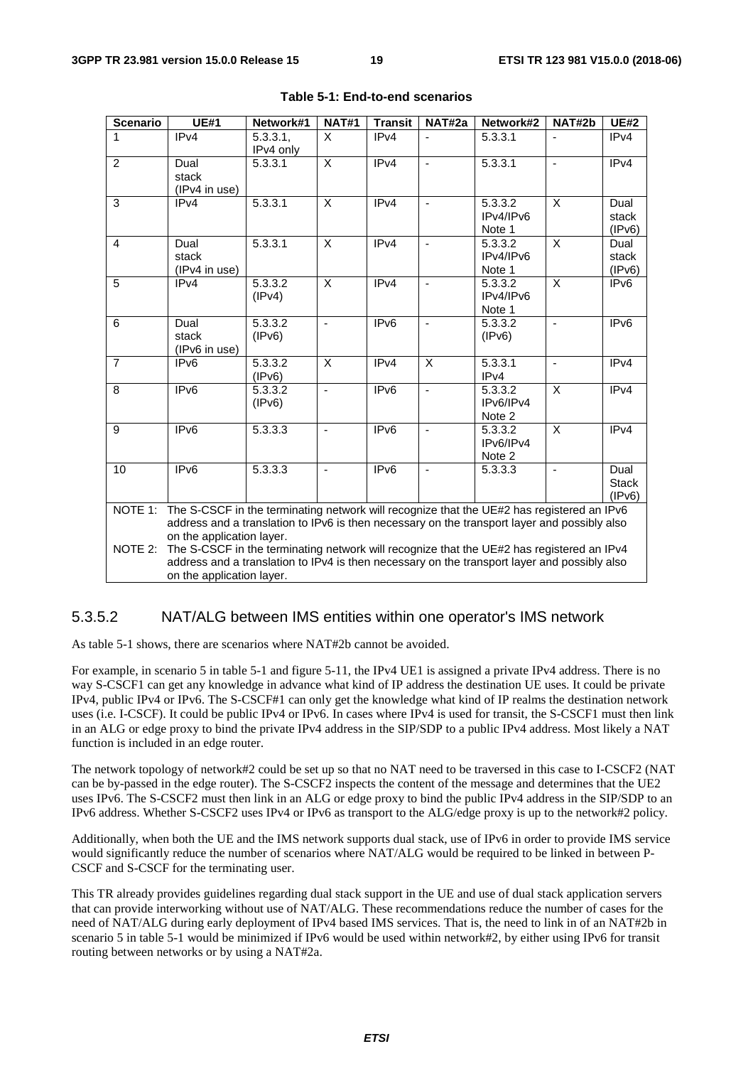**Table 5-1: End-to-end scenarios**

| Scenario | UE#1 | Network#1 | NAT#1 | Transit | NAT#2a | Network#2 | NAT#2b | UE#2 |
|---|---|---|---|---|---|---|---|---|
| 1 | IPv4 | 5.3.3.1, IPv4 only | X | IPv4 | - | 5.3.3.1 | - | IPv4 |
| 2 | Dual stack (IPv4 in use) | 5.3.3.1 | X | IPv4 | - | 5.3.3.1 | - | IPv4 |
| 3 | IPv4 | 5.3.3.1 | X | IPv4 | - | 5.3.3.2 IPv4/IPv6 Note 1 | X | Dual stack (IPv6) |
| 4 | Dual stack (IPv4 in use) | 5.3.3.1 | X | IPv4 | - | 5.3.3.2 IPv4/IPv6 Note 1 | X | Dual stack (IPv6) |
| 5 | IPv4 | 5.3.3.2 (IPv4) | X | IPv4 | - | 5.3.3.2 IPv4/IPv6 Note 1 | X | IPv6 |
| 6 | Dual stack (IPv6 in use) | 5.3.3.2 (IPv6) | - | IPv6 | - | 5.3.3.2 (IPv6) | - | IPv6 |
| 7 | IPv6 | 5.3.3.2 (IPv6) | X | IPv4 | X | 5.3.3.1 IPv4 | - | IPv4 |
| 8 | IPv6 | 5.3.3.2 (IPv6) | - | IPv6 | - | 5.3.3.2 IPv6/IPv4 Note 2 | X | IPv4 |
| 9 | IPv6 | 5.3.3.3 | - | IPv6 | - | 5.3.3.2 IPv6/IPv4 Note 2 | X | IPv4 |
| 10 | IPv6 | 5.3.3.3 | - | IPv6 | - | 5.3.3.3 | - | Dual Stack (IPv6) |

NOTE 1: The S-CSCF in the terminating network will recognize that the UE#2 has registered an IPv6 address and a translation to IPv6 is then necessary on the transport layer and possibly also on the application layer.

NOTE 2: The S-CSCF in the terminating network will recognize that the UE#2 has registered an IPv4 address and a translation to IPv4 is then necessary on the transport layer and possibly also on the application layer.

### 5.3.5.2 NAT/ALG between IMS entities within one operator's IMS network

As table 5-1 shows, there are scenarios where NAT#2b cannot be avoided.

For example, in scenario 5 in table 5-1 and figure 5-11, the IPv4 UE1 is assigned a private IPv4 address. There is no way S-CSCF1 can get any knowledge in advance what kind of IP address the destination UE uses. It could be private IPv4, public IPv4 or IPv6. The S-CSCF#1 can only get the knowledge what kind of IP realms the destination network uses (i.e. I-CSCF). It could be public IPv4 or IPv6. In cases where IPv4 is used for transit, the S-CSCF1 must then link in an ALG or edge proxy to bind the private IPv4 address in the SIP/SDP to a public IPv4 address. Most likely a NAT function is included in an edge router.

The network topology of network#2 could be set up so that no NAT need to be traversed in this case to I-CSCF2 (NAT can be by-passed in the edge router). The S-CSCF2 inspects the content of the message and determines that the UE2 uses IPv6. The S-CSCF2 must then link in an ALG or edge proxy to bind the public IPv4 address in the SIP/SDP to an IPv6 address. Whether S-CSCF2 uses IPv4 or IPv6 as transport to the ALG/edge proxy is up to the network#2 policy.

Additionally, when both the UE and the IMS network supports dual stack, use of IPv6 in order to provide IMS service would significantly reduce the number of scenarios where NAT/ALG would be required to be linked in between P-CSCF and S-CSCF for the terminating user.

This TR already provides guidelines regarding dual stack support in the UE and use of dual stack application servers that can provide interworking without use of NAT/ALG. These recommendations reduce the number of cases for the need of NAT/ALG during early deployment of IPv6 based IMS services. That is, the need to link in of an NAT#2b in scenario 5 in table 5-1 would be minimized if IPv6 would be used within network#2, by either using IPv6 for transit routing between networks or by using a NAT#2a.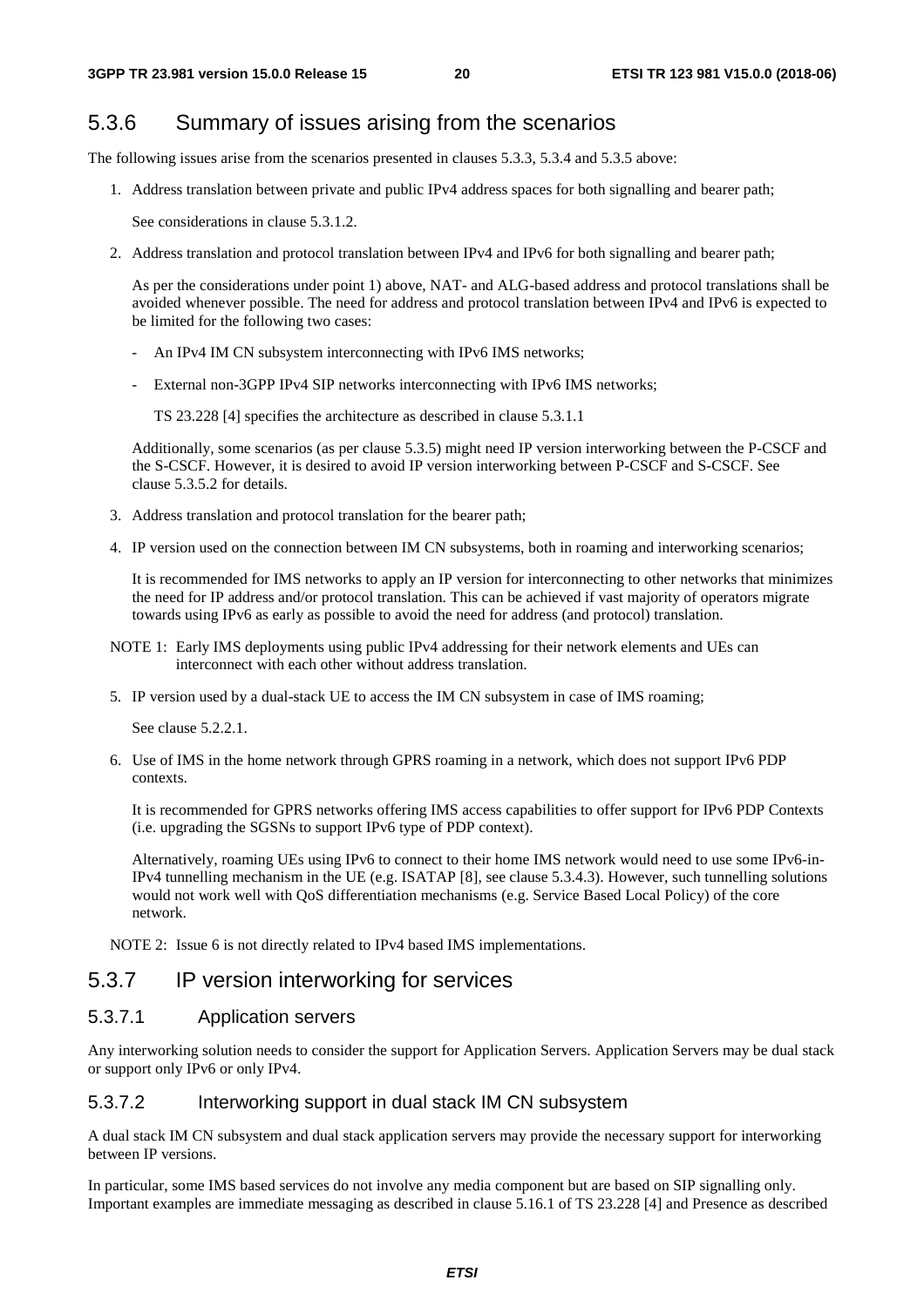### 5.3.6 Summary of issues arising from the scenarios

The following issues arise from the scenarios presented in clauses 5.3.3, 5.3.4 and 5.3.5 above:

1. Address translation between private and public IPv4 address spaces for both signalling and bearer path;

   See considerations in clause 5.3.1.2.

2. Address translation and protocol translation between IPv4 and IPv6 for both signalling and bearer path;

   As per the considerations under point 1) above, NAT- and ALG-based address and protocol translations shall be avoided whenever possible. The need for address and protocol translation between IPv4 and IPv6 is expected to be limited for the following two cases:

   - An IPv4 IM CN subsystem interconnecting with IPv6 IMS networks;
   - External non-3GPP IPv4 SIP networks interconnecting with IPv6 IMS networks;

     TS 23.228 [4] specifies the architecture as described in clause 5.3.1.1

   Additionally, some scenarios (as per clause 5.3.5) might need IP version interworking between the P-CSCF and the S-CSCF. However, it is desired to avoid IP version interworking between P-CSCF and S-CSCF. See clause 5.3.5.2 for details.

3. Address translation and protocol translation for the bearer path;

4. IP version used on the connection between IM CN subsystems, both in roaming and interworking scenarios;

   It is recommended for IMS networks to apply an IP version for interconnecting to other networks that minimizes the need for IP address and/or protocol translation. This can be achieved if vast majority of operators migrate towards using IPv6 as early as possible to avoid the need for address (and protocol) translation.

NOTE 1: Early IMS deployments using public IPv4 addressing for their network elements and UEs can interconnect with each other without address translation.

5. IP version used by a dual-stack UE to access the IM CN subsystem in case of IMS roaming;

   See clause 5.2.2.1.

6. Use of IMS in the home network through GPRS roaming in a network, which does not support IPv6 PDP contexts.

   It is recommended for GPRS networks offering IMS access capabilities to offer support for IPv6 PDP Contexts (i.e. upgrading the SGSNs to support IPv6 type of PDP context).

   Alternatively, roaming UEs using IPv6 to connect to their home IMS network would need to use some IPv6-in-IPv4 tunnelling mechanism in the UE (e.g. ISATAP [8], see clause 5.3.4.3). However, such tunnelling solutions would not work well with QoS differentiation mechanisms (e.g. Service Based Local Policy) of the core network.

NOTE 2: Issue 6 is not directly related to IPv4 based IMS implementations.

### 5.3.7 IP version interworking for services

#### 5.3.7.1 Application servers

Any interworking solution needs to consider the support for Application Servers. Application Servers may be dual stack or support only IPv6 or only IPv4.

#### 5.3.7.2 Interworking support in dual stack IM CN subsystem

A dual stack IM CN subsystem and dual stack application servers may provide the necessary support for interworking between IP versions.

In particular, some IMS based services do not involve any media component but are based on SIP signalling only. Important examples are immediate messaging as described in clause 5.16.1 of TS 23.228 [4] and Presence as described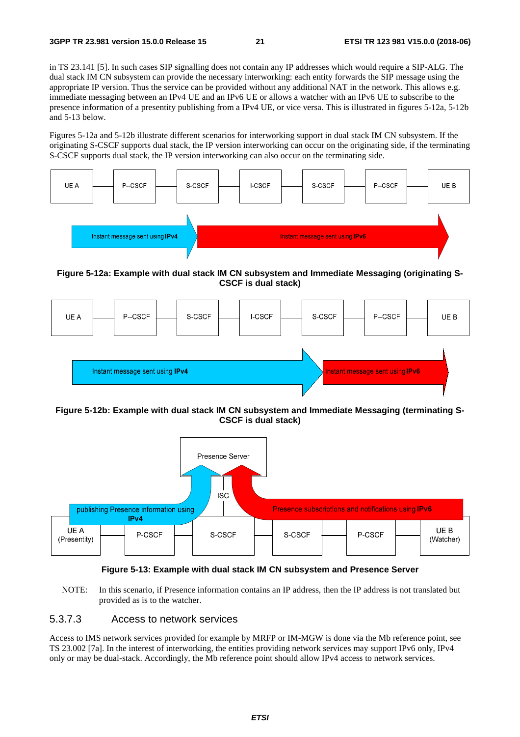in TS 23.141 [5]. In such cases SIP signalling does not contain any IP addresses which would require a SIP-ALG. The dual stack IM CN subsystem can provide the necessary interworking: each entity forwards the SIP message using the appropriate IP version. Thus the service can be provided without any additional NAT in the network. This allows e.g. immediate messaging between an IPv4 UE and an IPv6 UE or allows a watcher with an IPv6 UE to subscribe to the presence information of a presentity publishing from a IPv4 UE, or vice versa. This is illustrated in figures 5-12a, 5-12b and 5-13 below.

Figures 5-12a and 5-12b illustrate different scenarios for interworking support in dual stack IM CN subsystem. If the originating S-CSCF supports dual stack, the IP version interworking can occur on the originating side, if the terminating S-CSCF supports dual stack, the IP version interworking can also occur on the terminating side.

**Figure 5-12a: Example with dual stack IM CN subsystem and Immediate Messaging (originating S-CSCF is dual stack)**

**Figure 5-12b: Example with dual stack IM CN subsystem and Immediate Messaging (terminating S-CSCF is dual stack)**

**Figure 5-13: Example with dual stack IM CN subsystem and Presence Server**

NOTE: In this scenario, if Presence information contains an IP address, then the IP address is not translated but provided as is to the watcher.

### 5.3.7.3 Access to network services

Access to IMS network services provided for example by MRFP or IM-MGW is done via the Mb reference point, see TS 23.002 [7a]. In the interest of interworking, the entities providing network services may support IPv6 only, IPv4 only or may be dual-stack. Accordingly, the Mb reference point should allow IPv4 access to network services.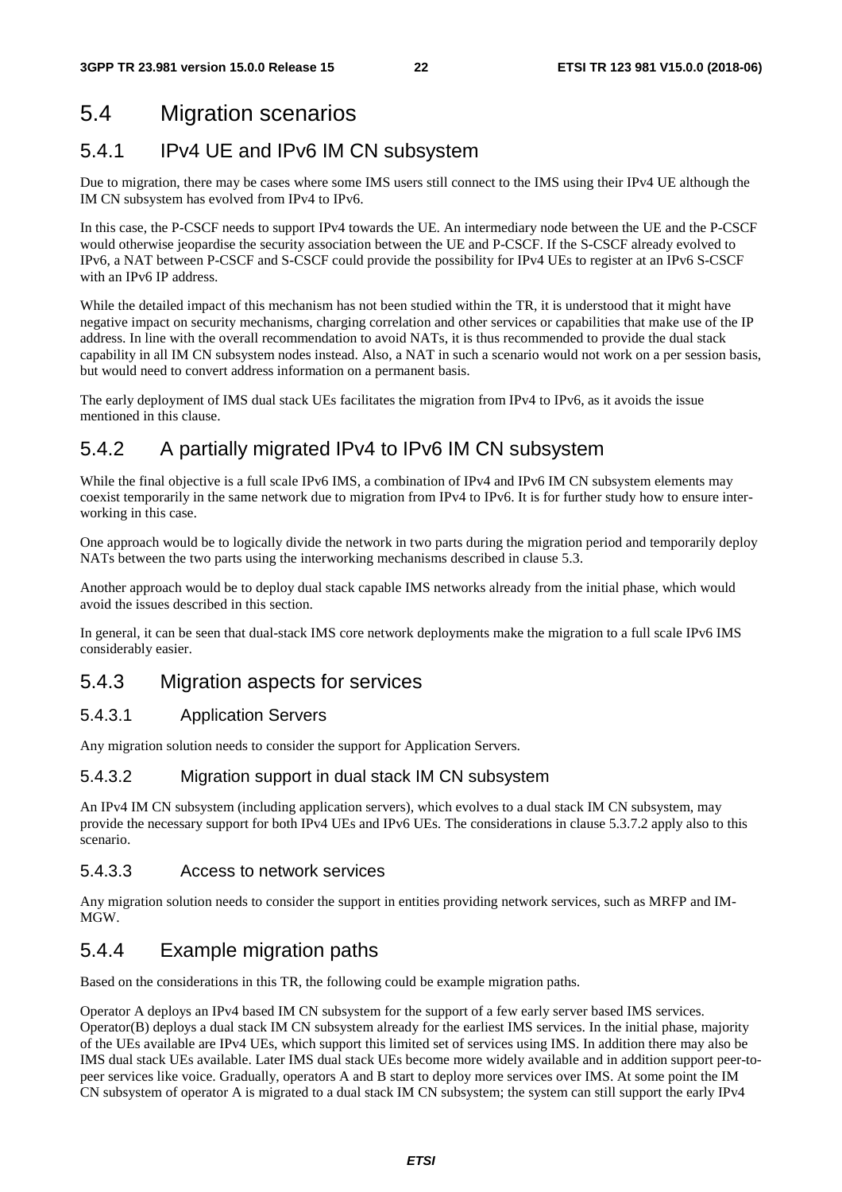## 5.4 Migration scenarios

### 5.4.1 IPv4 UE and IPv6 IM CN subsystem

Due to migration, there may be cases where some IMS users still connect to the IMS using their IPv4 UE although the IM CN subsystem has evolved from IPv4 to IPv6.

In this case, the P-CSCF needs to support IPv4 towards the UE. An intermediary node between the UE and the P-CSCF would otherwise jeopardise the security association between the UE and P-CSCF. If the S-CSCF already evolved to IPv6, a NAT between P-CSCF and S-CSCF could provide the possibility for IPv4 UEs to register at an IPv6 S-CSCF with an IPv6 IP address.

While the detailed impact of this mechanism has not been studied within the TR, it is understood that it might have negative impact on security mechanisms, charging correlation and other services or capabilities that make use of the IP address. In line with the overall recommendation to avoid NATs, it is thus recommended to provide the dual stack capability in all IM CN subsystem nodes instead. Also, a NAT in such a scenario would not work on a per session basis, but would need to convert address information on a permanent basis.

The early deployment of IMS dual stack UEs facilitates the migration from IPv4 to IPv6, as it avoids the issue mentioned in this clause.

### 5.4.2 A partially migrated IPv4 to IPv6 IM CN subsystem

While the final objective is a full scale IPv6 IMS, a combination of IPv4 and IPv6 IM CN subsystem elements may coexist temporarily in the same network due to migration from IPv4 to IPv6. It is for further study how to ensure inter-working in this case.

One approach would be to logically divide the network in two parts during the migration period and temporarily deploy NATs between the two parts using the interworking mechanisms described in clause 5.3.

Another approach would be to deploy dual stack capable IMS networks already from the initial phase, which would avoid the issues described in this section.

In general, it can be seen that dual-stack IMS core network deployments make the migration to a full scale IPv6 IMS considerably easier.

### 5.4.3 Migration aspects for services

#### 5.4.3.1 Application Servers

Any migration solution needs to consider the support for Application Servers.

#### 5.4.3.2 Migration support in dual stack IM CN subsystem

An IPv4 IM CN subsystem (including application servers), which evolves to a dual stack IM CN subsystem, may provide the necessary support for both IPv4 UEs and IPv6 UEs. The considerations in clause 5.3.7.2 apply also to this scenario.

#### 5.4.3.3 Access to network services

Any migration solution needs to consider the support in entities providing network services, such as MRFP and IM-MGW.

### 5.4.4 Example migration paths

Based on the considerations in this TR, the following could be example migration paths.

Operator A deploys an IPv4 based IM CN subsystem for the support of a few early server based IMS services. Operator(B) deploys a dual stack IM CN subsystem already for the earliest IMS services. In the initial phase, majority of the UEs available are IPv4 UEs, which support this limited set of services using IMS. In addition there may also be IMS dual stack UEs available. Later IMS dual stack UEs become more widely available and in addition support peer-to-peer services like voice. Gradually, operators A and B start to deploy more services over IMS. At some point the IM CN subsystem of operator A is migrated to a dual stack IM CN subsystem; the system can still support the early IPv4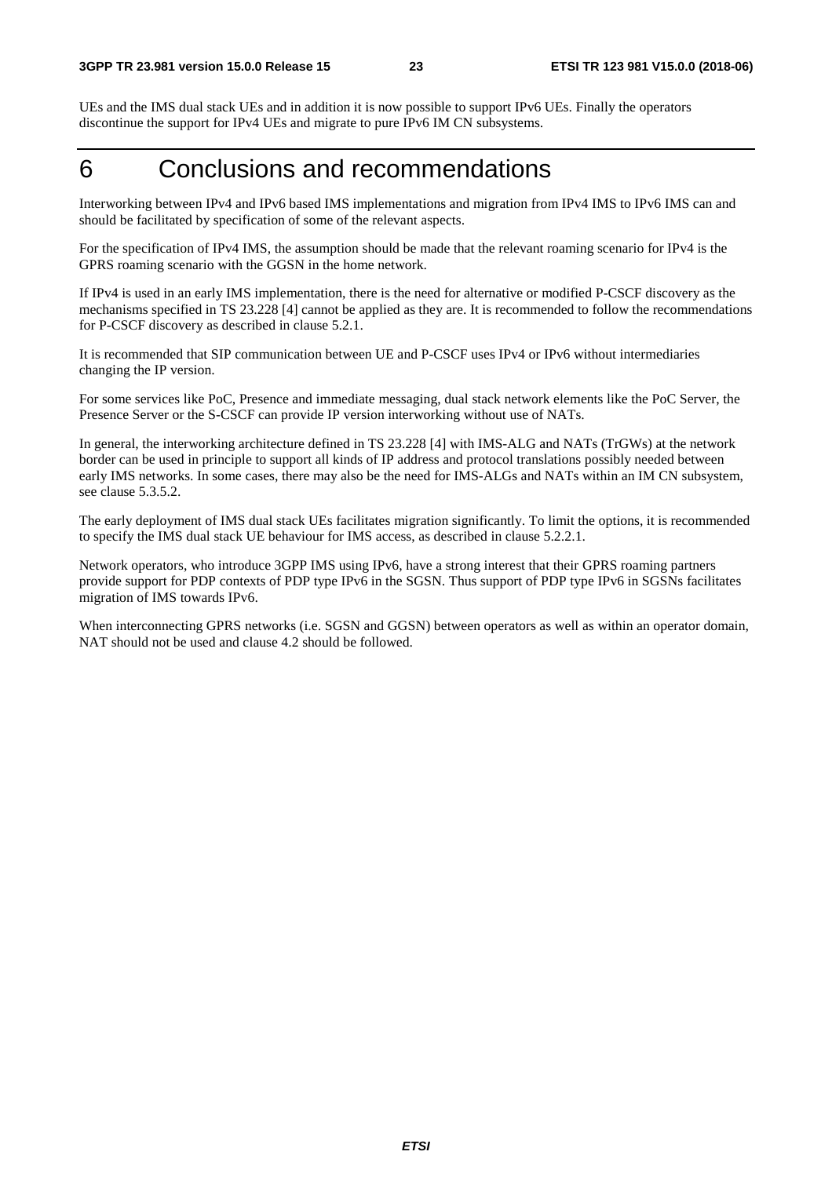UEs and the IMS dual stack UEs and in addition it is now possible to support IPv6 UEs. Finally the operators discontinue the support for IPv4 UEs and migrate to pure IPv6 IM CN subsystems.

# 6 Conclusions and recommendations

Interworking between IPv4 and IPv6 based IMS implementations and migration from IPv4 IMS to IPv6 IMS can and should be facilitated by specification of some of the relevant aspects.

For the specification of IPv4 IMS, the assumption should be made that the relevant roaming scenario for IPv4 is the GPRS roaming scenario with the GGSN in the home network.

If IPv4 is used in an early IMS implementation, there is the need for alternative or modified P-CSCF discovery as the mechanisms specified in TS 23.228 [4] cannot be applied as they are. It is recommended to follow the recommendations for P-CSCF discovery as described in clause 5.2.1.

It is recommended that SIP communication between UE and P-CSCF uses IPv4 or IPv6 without intermediaries changing the IP version.

For some services like PoC, Presence and immediate messaging, dual stack network elements like the PoC Server, the Presence Server or the S-CSCF can provide IP version interworking without use of NATs.

In general, the interworking architecture defined in TS 23.228 [4] with IMS-ALG and NATs (TrGWs) at the network border can be used in principle to support all kinds of IP address and protocol translations possibly needed between early IMS networks. In some cases, there may also be the need for IMS-ALGs and NATs within an IM CN subsystem, see clause 5.3.5.2.

The early deployment of IMS dual stack UEs facilitates migration significantly. To limit the options, it is recommended to specify the IMS dual stack UE behaviour for IMS access, as described in clause 5.2.2.1.

Network operators, who introduce 3GPP IMS using IPv6, have a strong interest that their GPRS roaming partners provide support for PDP contexts of PDP type IPv6 in the SGSN. Thus support of PDP type IPv6 in SGSNs facilitates migration of IMS towards IPv6.

When interconnecting GPRS networks (i.e. SGSN and GGSN) between operators as well as within an operator domain, NAT should not be used and clause 4.2 should be followed.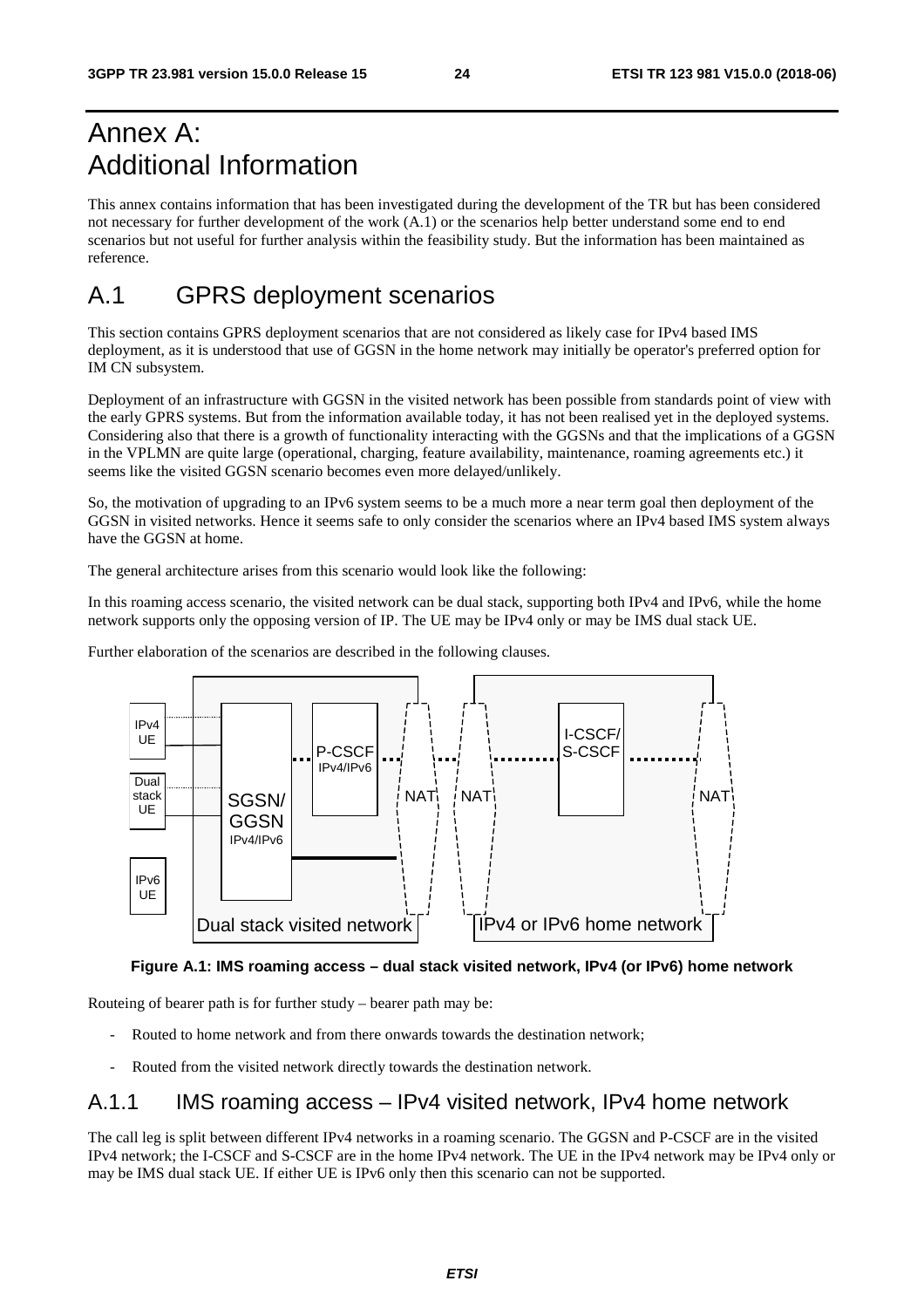# Annex A:
Additional Information

This annex contains information that has been investigated during the development of the TR but has been considered not necessary for further development of the work (A.1) or the scenarios help better understand some end to end scenarios but not useful for further analysis within the feasibility study. But the information has been maintained as reference.

# A.1 GPRS deployment scenarios

This section contains GPRS deployment scenarios that are not considered as likely case for IPv4 based IMS deployment, as it is understood that use of GGSN in the home network may initially be operator's preferred option for IM CN subsystem.

Deployment of an infrastructure with GGSN in the visited network has been possible from standards point of view with the early GPRS systems. But from the information available today, it has not been realised yet in the deployed systems. Considering also that there is a growth of functionality interacting with the GGSNs and that the implications of a GGSN in the VPLMN are quite large (operational, charging, feature availability, maintenance, roaming agreements etc.) it seems like the visited GGSN scenario becomes even more delayed/unlikely.

So, the motivation of upgrading to an IPv6 system seems to be a much more a near term goal then deployment of the GGSN in visited networks. Hence it seems safe to only consider the scenarios where an IPv4 based IMS system always have the GGSN at home.

The general architecture arises from this scenario would look like the following:

In this roaming access scenario, the visited network can be dual stack, supporting both IPv4 and IPv6, while the home network supports only the opposing version of IP. The UE may be IPv4 only or may be IMS dual stack UE.

Further elaboration of the scenarios are described in the following clauses.

**Figure A.1: IMS roaming access – dual stack visited network, IPv4 (or IPv6) home network**

Routeing of bearer path is for further study – bearer path may be:

- Routed to home network and from there onwards towards the destination network;
- Routed from the visited network directly towards the destination network.

## A.1.1 IMS roaming access – IPv4 visited network, IPv4 home network

The call leg is split between different IPv4 networks in a roaming scenario. The GGSN and P-CSCF are in the visited IPv4 network; the I-CSCF and S-CSCF are in the home IPv4 network. The UE in the IPv4 network may be IPv4 only or may be IMS dual stack UE. If either UE is IPv6 only then this scenario can not be supported.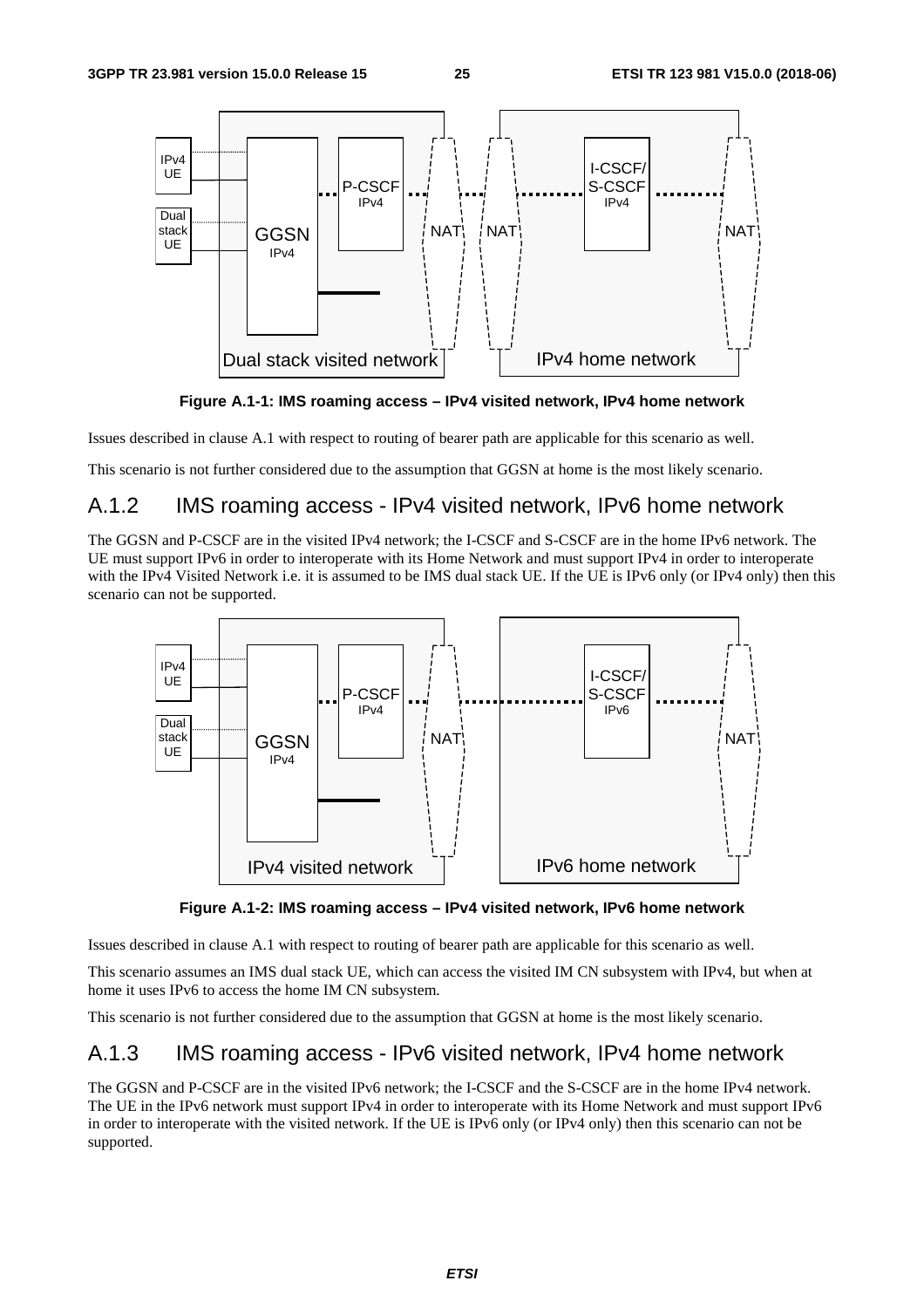**Figure A.1-1: IMS roaming access – IPv4 visited network, IPv4 home network**

Issues described in clause A.1 with respect to routing of bearer path are applicable for this scenario as well.

This scenario is not further considered due to the assumption that GGSN at home is the most likely scenario.

## A.1.2 IMS roaming access - IPv4 visited network, IPv6 home network

The GGSN and P-CSCF are in the visited IPv4 network; the I-CSCF and S-CSCF are in the home IPv6 network. The UE must support IPv6 in order to interoperate with its Home Network and must support IPv4 in order to interoperate with the IPv4 Visited Network i.e. it is assumed to be IMS dual stack UE. If the UE is IPv6 only (or IPv4 only) then this scenario can not be supported.

**Figure A.1-2: IMS roaming access – IPv4 visited network, IPv6 home network**

Issues described in clause A.1 with respect to routing of bearer path are applicable for this scenario as well.

This scenario assumes an IMS dual stack UE, which can access the visited IM CN subsystem with IPv4, but when at home it uses IPv6 to access the home IM CN subsystem.

This scenario is not further considered due to the assumption that GGSN at home is the most likely scenario.

## A.1.3 IMS roaming access - IPv6 visited network, IPv4 home network

The GGSN and P-CSCF are in the visited IPv6 network; the I-CSCF and the S-CSCF are in the home IPv4 network. The UE in the IPv6 network must support IPv4 in order to interoperate with its Home Network and must support IPv6 in order to interoperate with the visited network. If the UE is IPv6 only (or IPv4 only) then this scenario can not be supported.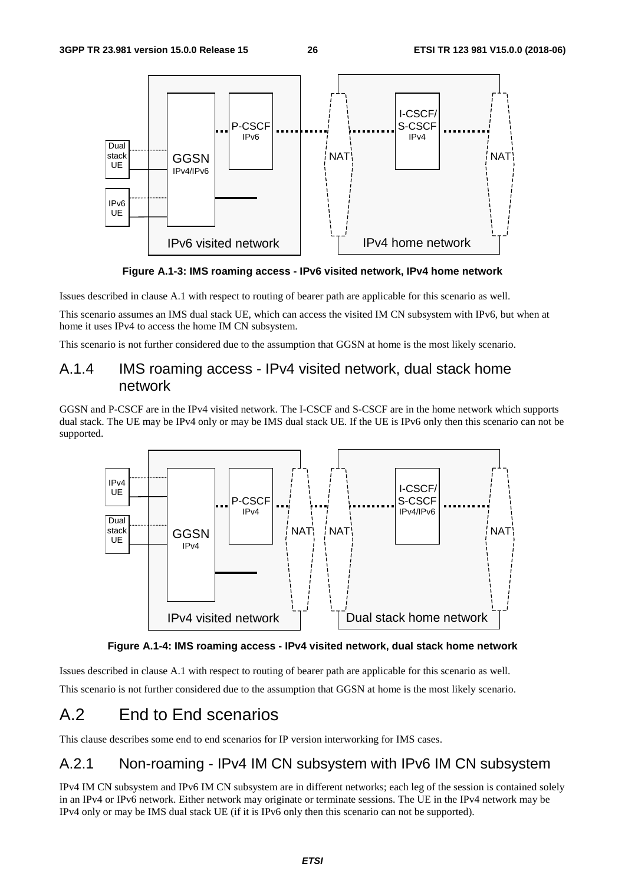**Figure A.1-3: IMS roaming access - IPv6 visited network, IPv4 home network**

Issues described in clause A.1 with respect to routing of bearer path are applicable for this scenario as well.

This scenario assumes an IMS dual stack UE, which can access the visited IM CN subsystem with IPv6, but when at home it uses IPv4 to access the home IM CN subsystem.

This scenario is not further considered due to the assumption that GGSN at home is the most likely scenario.

### A.1.4 IMS roaming access - IPv4 visited network, dual stack home network

GGSN and P-CSCF are in the IPv4 visited network. The I-CSCF and S-CSCF are in the home network which supports dual stack. The UE may be IPv4 only or may be IMS dual stack UE. If the UE is IPv6 only then this scenario can not be supported.

**Figure A.1-4: IMS roaming access - IPv4 visited network, dual stack home network**

Issues described in clause A.1 with respect to routing of bearer path are applicable for this scenario as well.

This scenario is not further considered due to the assumption that GGSN at home is the most likely scenario.

## A.2 End to End scenarios

This clause describes some end to end scenarios for IP version interworking for IMS cases.

### A.2.1 Non-roaming - IPv4 IM CN subsystem with IPv6 IM CN subsystem

IPv4 IM CN subsystem and IPv6 IM CN subsystem are in different networks; each leg of the session is contained solely in an IPv4 or IPv6 network. Either network may originate or terminate sessions. The UE in the IPv4 network may be IPv4 only or may be IMS dual stack UE (if it is IPv6 only then this scenario can not be supported).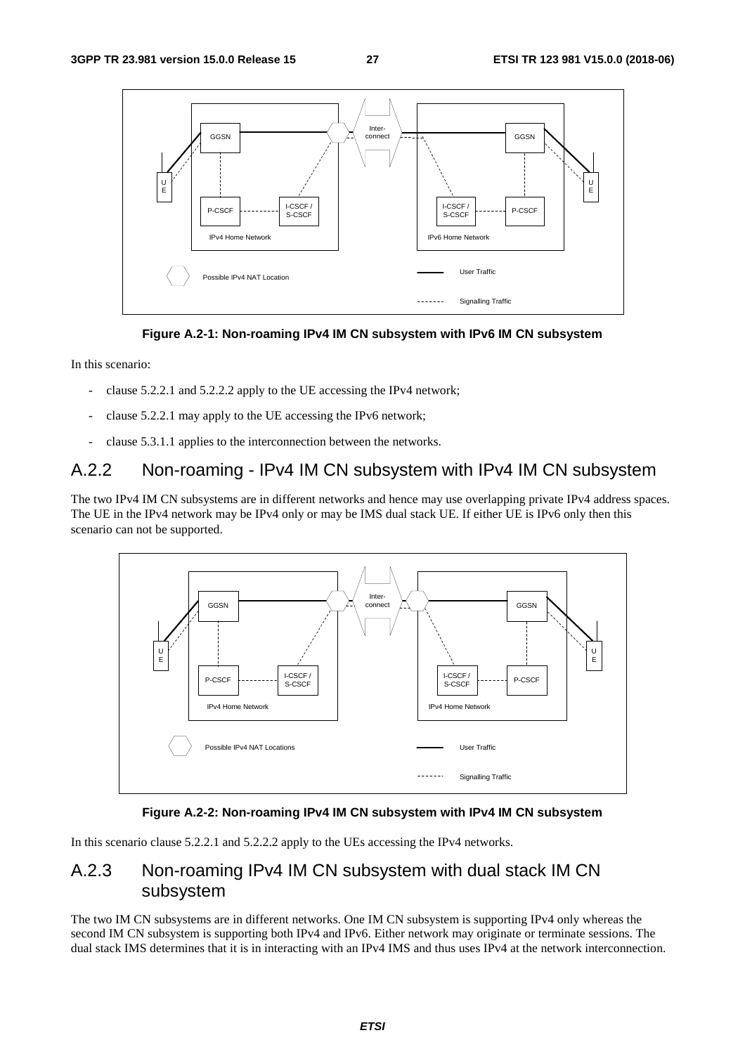Figure A.2-1: Non-roaming IPv4 IM CN subsystem with IPv6 IM CN subsystem

In this scenario:

- clause 5.2.2.1 and 5.2.2.2 apply to the UE accessing the IPv4 network;
- clause 5.2.2.1 may apply to the UE accessing the IPv6 network;
- clause 5.3.1.1 applies to the interconnection between the networks.

## A.2.2 Non-roaming - IPv4 IM CN subsystem with IPv4 IM CN subsystem

The two IPv4 IM CN subsystems are in different networks and hence may use overlapping private IPv4 address spaces. The UE in the IPv4 network may be IPv4 only or may be IMS dual stack UE. If either UE is IPv6 only then this scenario can not be supported.

Figure A.2-2: Non-roaming IPv4 IM CN subsystem with IPv4 IM CN subsystem

In this scenario clause 5.2.2.1 and 5.2.2.2 apply to the UEs accessing the IPv4 networks.

## A.2.3 Non-roaming IPv4 IM CN subsystem with dual stack IM CN subsystem

The two IM CN subsystems are in different networks. One IM CN subsystem is supporting IPv4 only whereas the second IM CN subsystem is supporting both IPv4 and IPv6. Either network may originate or terminate sessions. The dual stack IMS determines that it is in interacting with an IPv4 IMS and thus uses IPv4 at the network interconnection.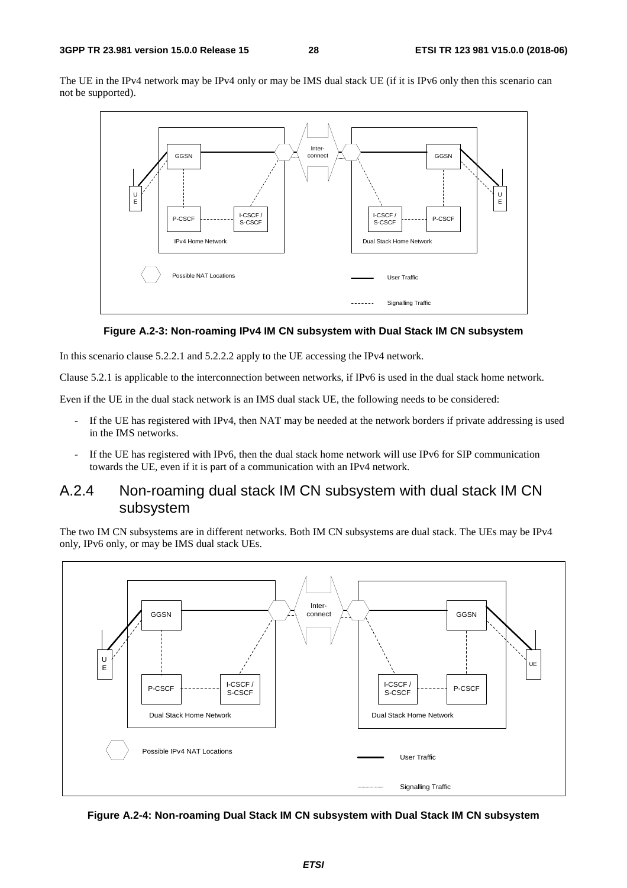The UE in the IPv4 network may be IPv4 only or may be IMS dual stack UE (if it is IPv6 only then this scenario can not be supported).

**Figure A.2-3: Non-roaming IPv4 IM CN subsystem with Dual Stack IM CN subsystem**

In this scenario clause 5.2.2.1 and 5.2.2.2 apply to the UE accessing the IPv4 network.

Clause 5.2.1 is applicable to the interconnection between networks, if IPv6 is used in the dual stack home network.

Even if the UE in the dual stack network is an IMS dual stack UE, the following needs to be considered:

- If the UE has registered with IPv4, then NAT may be needed at the network borders if private addressing is used in the IMS networks.
- If the UE has registered with IPv6, then the dual stack home network will use IPv6 for SIP communication towards the UE, even if it is part of a communication with an IPv4 network.

## A.2.4 Non-roaming dual stack IM CN subsystem with dual stack IM CN subsystem

The two IM CN subsystems are in different networks. Both IM CN subsystems are dual stack. The UEs may be IPv4 only, IPv6 only, or may be IMS dual stack UEs.

**Figure A.2-4: Non-roaming Dual Stack IM CN subsystem with Dual Stack IM CN subsystem**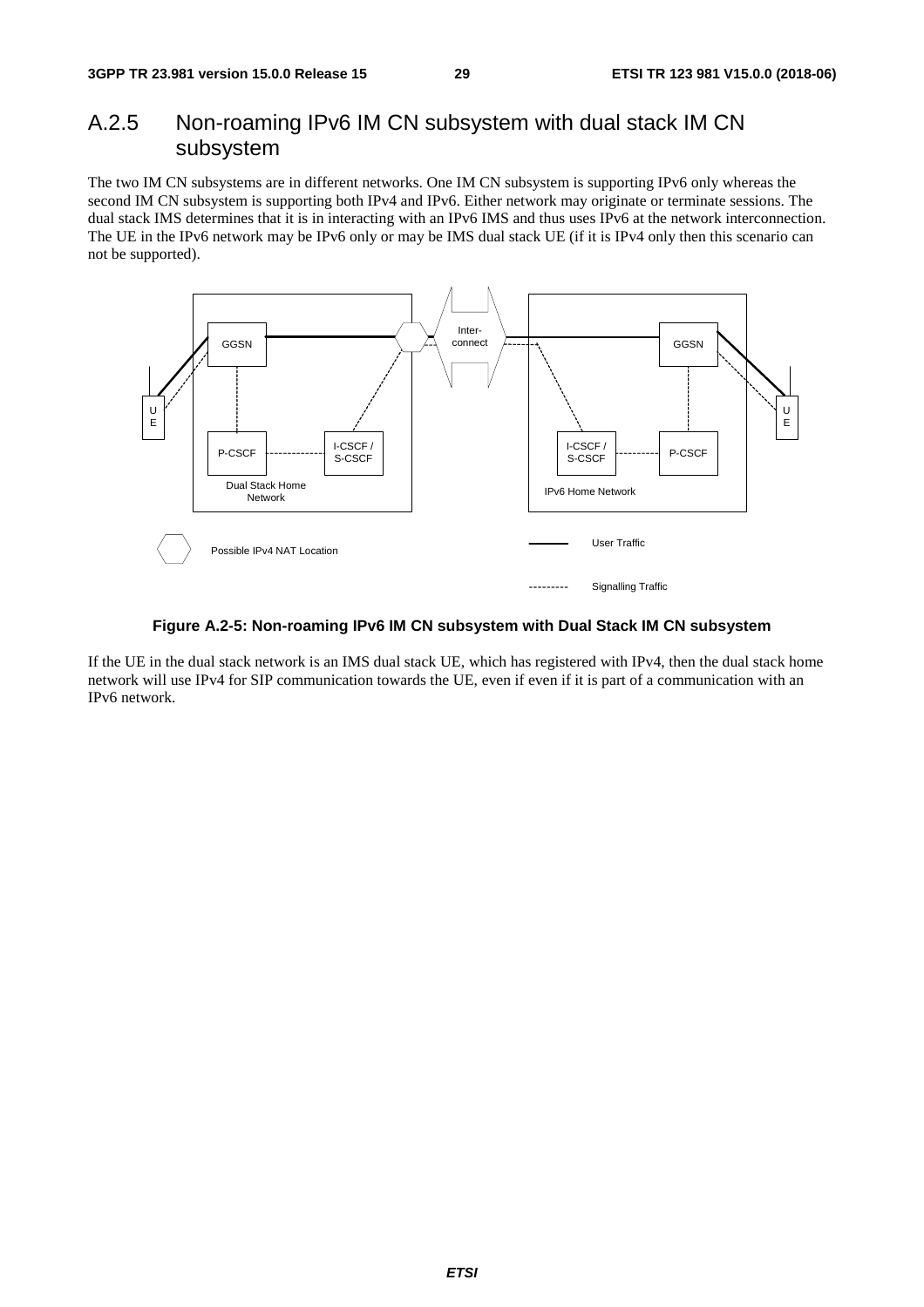## A.2.5 Non-roaming IPv6 IM CN subsystem with dual stack IM CN subsystem

The two IM CN subsystems are in different networks. One IM CN subsystem is supporting IPv6 only whereas the second IM CN subsystem is supporting both IPv4 and IPv6. Either network may originate or terminate sessions. The dual stack IMS determines that it is in interacting with an IPv6 IMS and thus uses IPv6 at the network interconnection. The UE in the IPv6 network may be IPv6 only or may be IMS dual stack UE (if it is IPv4 only then this scenario can not be supported).

**Figure A.2-5: Non-roaming IPv6 IM CN subsystem with Dual Stack IM CN subsystem**

If the UE in the dual stack network is an IMS dual stack UE, which has registered with IPv4, then the dual stack home network will use IPv4 for SIP communication towards the UE, even if even if it is part of a communication with an IPv6 network.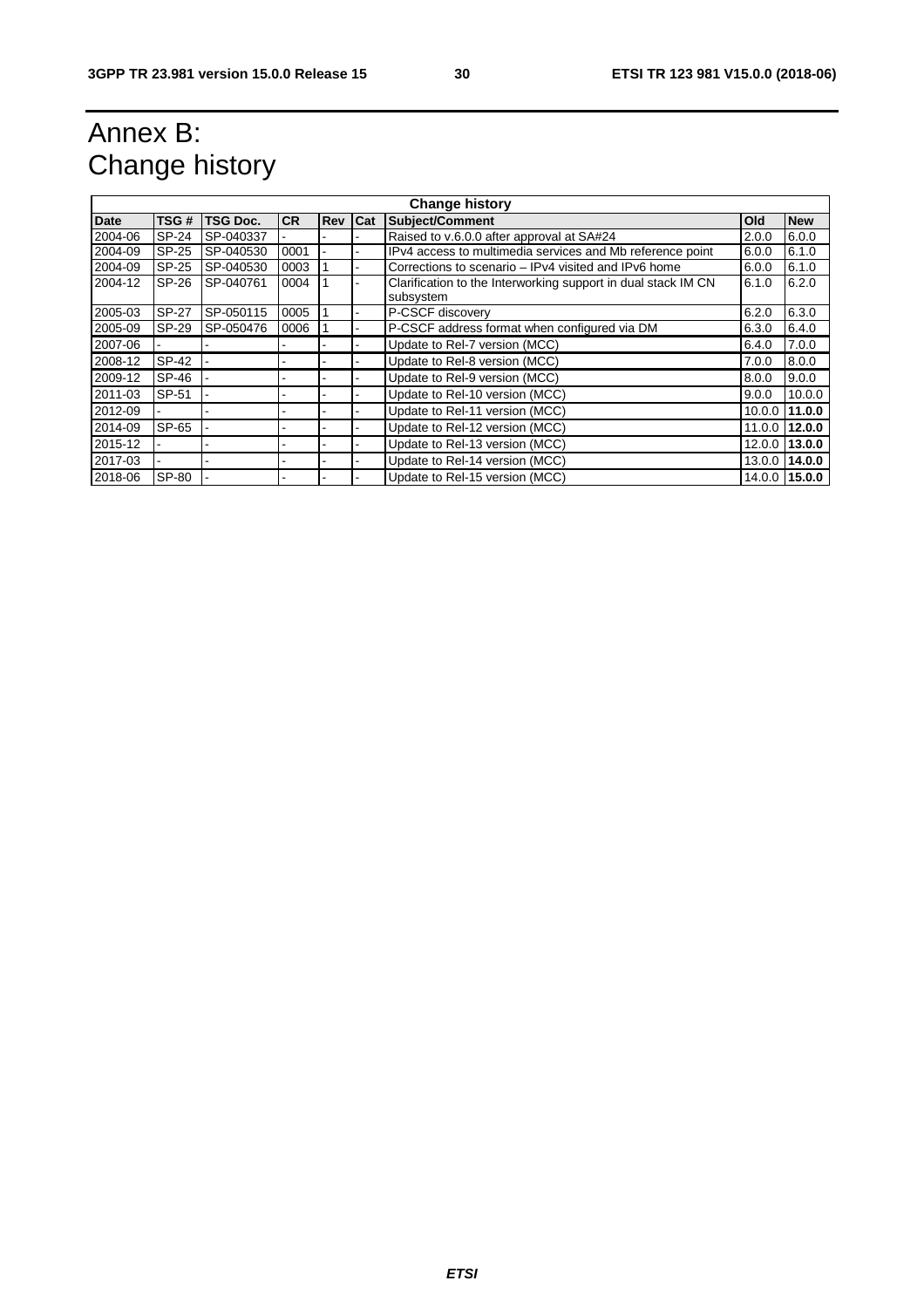# Annex B: Change history

| Change history | | | | | | | | |
|---|---|---|---|---|---|---|---|---|
| **Date** | **TSG #** | **TSG Doc.** | **CR** | **Rev** | **Cat** | **Subject/Comment** | **Old** | **New** |
| 2004-06 | SP-24 | SP-040337 | - | - | - | Raised to v.6.0.0 after approval at SA#24 | 2.0.0 | 6.0.0 |
| 2004-09 | SP-25 | SP-040530 | 0001 | - | - | IPv4 access to multimedia services and Mb reference point | 6.0.0 | 6.1.0 |
| 2004-09 | SP-25 | SP-040530 | 0003 | 1 | - | Corrections to scenario – IPv4 visited and IPv6 home | 6.0.0 | 6.1.0 |
| 2004-12 | SP-26 | SP-040761 | 0004 | 1 | - | Clarification to the Interworking support in dual stack IM CN subsystem | 6.1.0 | 6.2.0 |
| 2005-03 | SP-27 | SP-050115 | 0005 | 1 | - | P-CSCF discovery | 6.2.0 | 6.3.0 |
| 2005-09 | SP-29 | SP-050476 | 0006 | 1 | - | P-CSCF address format when configured via DM | 6.3.0 | 6.4.0 |
| 2007-06 | - | - | - | - | - | Update to Rel-7 version (MCC) | 6.4.0 | 7.0.0 |
| 2008-12 | SP-42 | - | - | - | - | Update to Rel-8 version (MCC) | 7.0.0 | 8.0.0 |
| 2009-12 | SP-46 | - | - | - | - | Update to Rel-9 version (MCC) | 8.0.0 | 9.0.0 |
| 2011-03 | SP-51 | - | - | - | - | Update to Rel-10 version (MCC) | 9.0.0 | 10.0.0 |
| 2012-09 | - | - | - | - | - | Update to Rel-11 version (MCC) | 10.0.0 | **11.0.0** |
| 2014-09 | SP-65 | - | - | - | - | Update to Rel-12 version (MCC) | 11.0.0 | **12.0.0** |
| 2015-12 | - | - | - | - | - | Update to Rel-13 version (MCC) | 12.0.0 | **13.0.0** |
| 2017-03 | - | - | - | - | - | Update to Rel-14 version (MCC) | 13.0.0 | **14.0.0** |
| 2018-06 | SP-80 | - | - | - | - | Update to Rel-15 version (MCC) | 14.0.0 | **15.0.0** |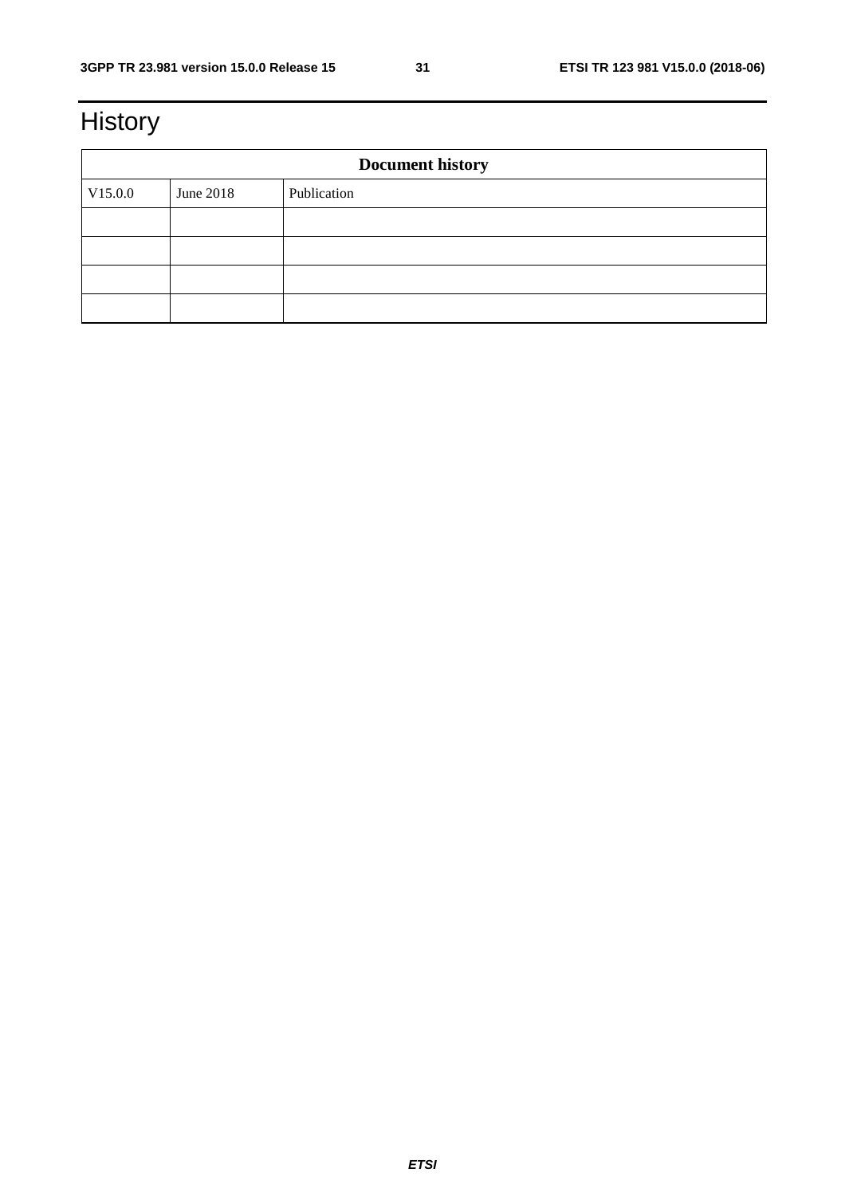# History

| Document history | | |
|---|---|---|
| V15.0.0 | June 2018 | Publication |
| | | |
| | | |
| | | |
| | | |